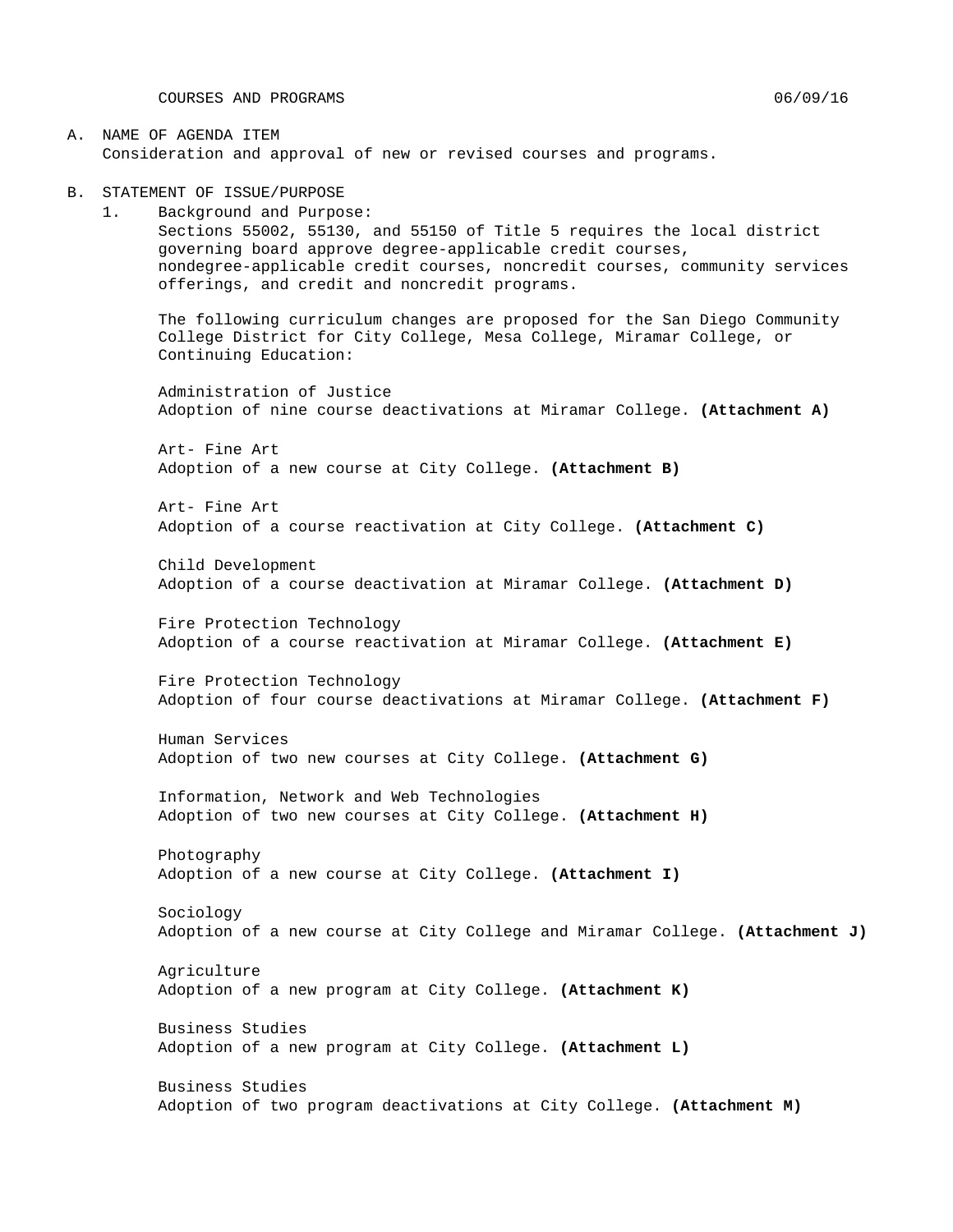COURSES AND PROGRAMS 06/09/16

A. NAME OF AGENDA ITEM

Consideration and approval of new or revised courses and programs.

B. STATEMENT OF ISSUE/PURPOSE

1. Background and Purpose:

Sections 55002, 55130, and 55150 of Title 5 requires the local district governing board approve degree-applicable credit courses, nondegree-applicable credit courses, noncredit courses, community services offerings, and credit and noncredit programs.

The following curriculum changes are proposed for the San Diego Community College District for City College, Mesa College, Miramar College, or Continuing Education:

Administration of Justice
Adoption of nine course deactivations at Miramar College. **(Attachment A)**

Art- Fine Art
Adoption of a new course at City College. **(Attachment B)**

Art- Fine Art
Adoption of a course reactivation at City College. **(Attachment C)**

Child Development
Adoption of a course deactivation at Miramar College. **(Attachment D)**

Fire Protection Technology
Adoption of a course reactivation at Miramar College. **(Attachment E)**

Fire Protection Technology
Adoption of four course deactivations at Miramar College. **(Attachment F)**

Human Services
Adoption of two new courses at City College. **(Attachment G)**

Information, Network and Web Technologies
Adoption of two new courses at City College. **(Attachment H)**

Photography
Adoption of a new course at City College. **(Attachment I)**

Sociology
Adoption of a new course at City College and Miramar College. **(Attachment J)**

Agriculture
Adoption of a new program at City College. **(Attachment K)**

Business Studies
Adoption of a new program at City College. **(Attachment L)**

Business Studies
Adoption of two program deactivations at City College. **(Attachment M)**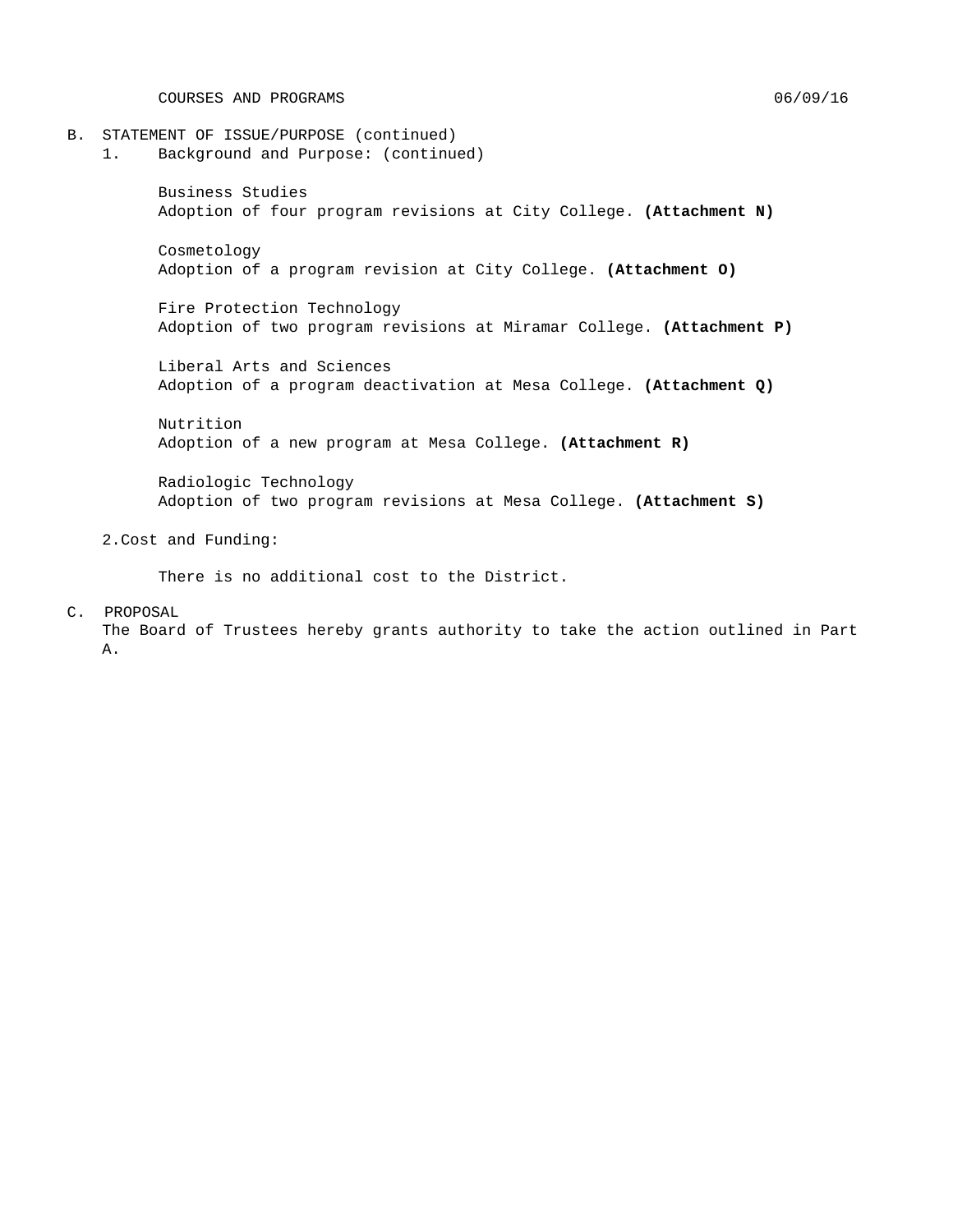B. STATEMENT OF ISSUE/PURPOSE (continued)

1. Background and Purpose: (continued)

Business Studies
Adoption of four program revisions at City College. **(Attachment N)**

Cosmetology
Adoption of a program revision at City College. **(Attachment O)**

Fire Protection Technology
Adoption of two program revisions at Miramar College. **(Attachment P)**

Liberal Arts and Sciences
Adoption of a program deactivation at Mesa College. **(Attachment Q)**

Nutrition
Adoption of a new program at Mesa College. **(Attachment R)**

Radiologic Technology
Adoption of two program revisions at Mesa College. **(Attachment S)**

2. Cost and Funding:

There is no additional cost to the District.

C. PROPOSAL

The Board of Trustees hereby grants authority to take the action outlined in Part A.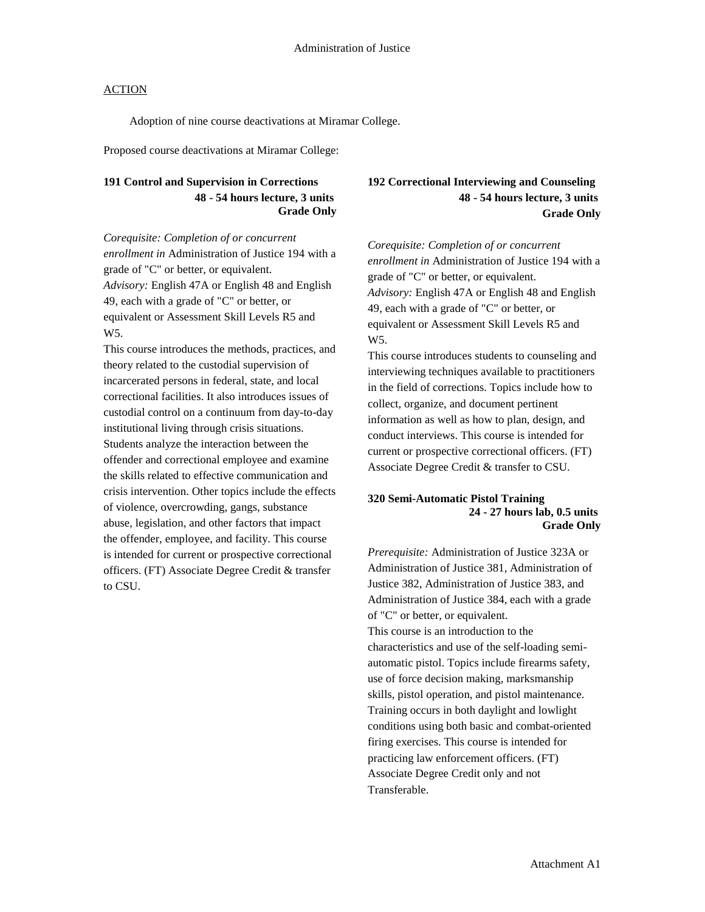Administration of Justice

ACTION

Adoption of nine course deactivations at Miramar College.

Proposed course deactivations at Miramar College:

**191 Control and Supervision in Corrections**
**48 - 54 hours lecture, 3 units**
**Grade Only**

*Corequisite: Completion of or concurrent enrollment in* Administration of Justice 194 with a grade of "C" or better, or equivalent.
*Advisory:* English 47A or English 48 and English 49, each with a grade of "C" or better, or equivalent or Assessment Skill Levels R5 and W5.
This course introduces the methods, practices, and theory related to the custodial supervision of incarcerated persons in federal, state, and local correctional facilities. It also introduces issues of custodial control on a continuum from day-to-day institutional living through crisis situations. Students analyze the interaction between the offender and correctional employee and examine the skills related to effective communication and crisis intervention. Other topics include the effects of violence, overcrowding, gangs, substance abuse, legislation, and other factors that impact the offender, employee, and facility. This course is intended for current or prospective correctional officers. (FT) Associate Degree Credit & transfer to CSU.

**192 Correctional Interviewing and Counseling**
**48 - 54 hours lecture, 3 units**
**Grade Only**

*Corequisite: Completion of or concurrent enrollment in* Administration of Justice 194 with a grade of "C" or better, or equivalent.
*Advisory:* English 47A or English 48 and English 49, each with a grade of "C" or better, or equivalent or Assessment Skill Levels R5 and W5.
This course introduces students to counseling and interviewing techniques available to practitioners in the field of corrections. Topics include how to collect, organize, and document pertinent information as well as how to plan, design, and conduct interviews. This course is intended for current or prospective correctional officers. (FT) Associate Degree Credit & transfer to CSU.

**320 Semi-Automatic Pistol Training**
**24 - 27 hours lab, 0.5 units**
**Grade Only**

*Prerequisite:* Administration of Justice 323A or Administration of Justice 381, Administration of Justice 382, Administration of Justice 383, and Administration of Justice 384, each with a grade of "C" or better, or equivalent.
This course is an introduction to the characteristics and use of the self-loading semi-automatic pistol. Topics include firearms safety, use of force decision making, marksmanship skills, pistol operation, and pistol maintenance. Training occurs in both daylight and lowlight conditions using both basic and combat-oriented firing exercises. This course is intended for practicing law enforcement officers. (FT) Associate Degree Credit only and not Transferable.

Attachment A1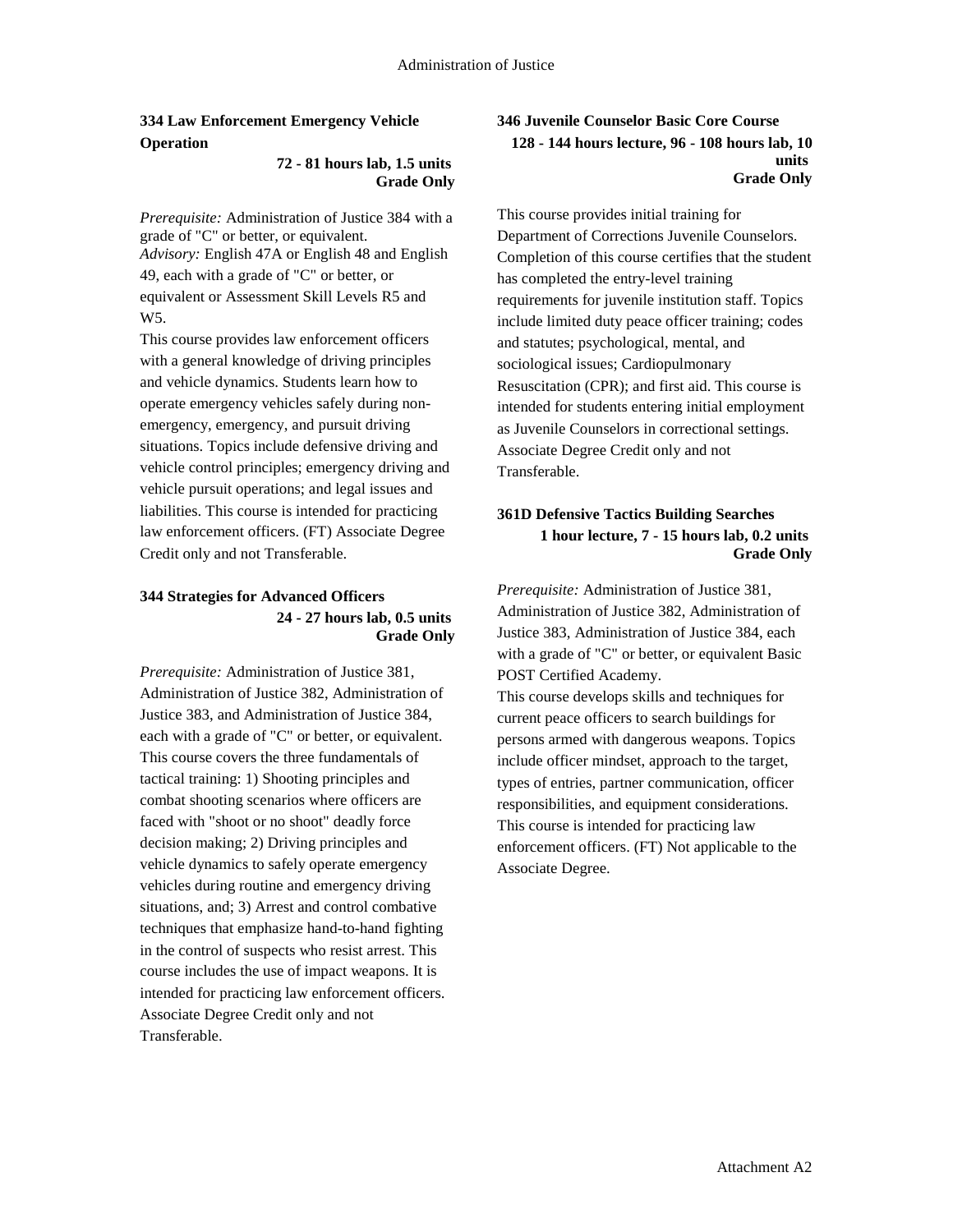### 334 Law Enforcement Emergency Vehicle Operation

**72 - 81 hours lab, 1.5 units**
**Grade Only**

*Prerequisite:* Administration of Justice 384 with a grade of "C" or better, or equivalent.
*Advisory:* English 47A or English 48 and English 49, each with a grade of "C" or better, or equivalent or Assessment Skill Levels R5 and W5.
This course provides law enforcement officers with a general knowledge of driving principles and vehicle dynamics. Students learn how to operate emergency vehicles safely during non-emergency, emergency, and pursuit driving situations. Topics include defensive driving and vehicle control principles; emergency driving and vehicle pursuit operations; and legal issues and liabilities. This course is intended for practicing law enforcement officers. (FT) Associate Degree Credit only and not Transferable.

### 344 Strategies for Advanced Officers

**24 - 27 hours lab, 0.5 units**
**Grade Only**

*Prerequisite:* Administration of Justice 381, Administration of Justice 382, Administration of Justice 383, and Administration of Justice 384, each with a grade of "C" or better, or equivalent.
This course covers the three fundamentals of tactical training: 1) Shooting principles and combat shooting scenarios where officers are faced with "shoot or no shoot" deadly force decision making; 2) Driving principles and vehicle dynamics to safely operate emergency vehicles during routine and emergency driving situations, and; 3) Arrest and control combative techniques that emphasize hand-to-hand fighting in the control of suspects who resist arrest. This course includes the use of impact weapons. It is intended for practicing law enforcement officers. Associate Degree Credit only and not Transferable.

### 346 Juvenile Counselor Basic Core Course

**128 - 144 hours lecture, 96 - 108 hours lab, 10 units**
**Grade Only**

This course provides initial training for Department of Corrections Juvenile Counselors. Completion of this course certifies that the student has completed the entry-level training requirements for juvenile institution staff. Topics include limited duty peace officer training; codes and statutes; psychological, mental, and sociological issues; Cardiopulmonary Resuscitation (CPR); and first aid. This course is intended for students entering initial employment as Juvenile Counselors in correctional settings. Associate Degree Credit only and not Transferable.

### 361D Defensive Tactics Building Searches

**1 hour lecture, 7 - 15 hours lab, 0.2 units**
**Grade Only**

*Prerequisite:* Administration of Justice 381, Administration of Justice 382, Administration of Justice 383, Administration of Justice 384, each with a grade of "C" or better, or equivalent Basic POST Certified Academy.
This course develops skills and techniques for current peace officers to search buildings for persons armed with dangerous weapons. Topics include officer mindset, approach to the target, types of entries, partner communication, officer responsibilities, and equipment considerations. This course is intended for practicing law enforcement officers. (FT) Not applicable to the Associate Degree.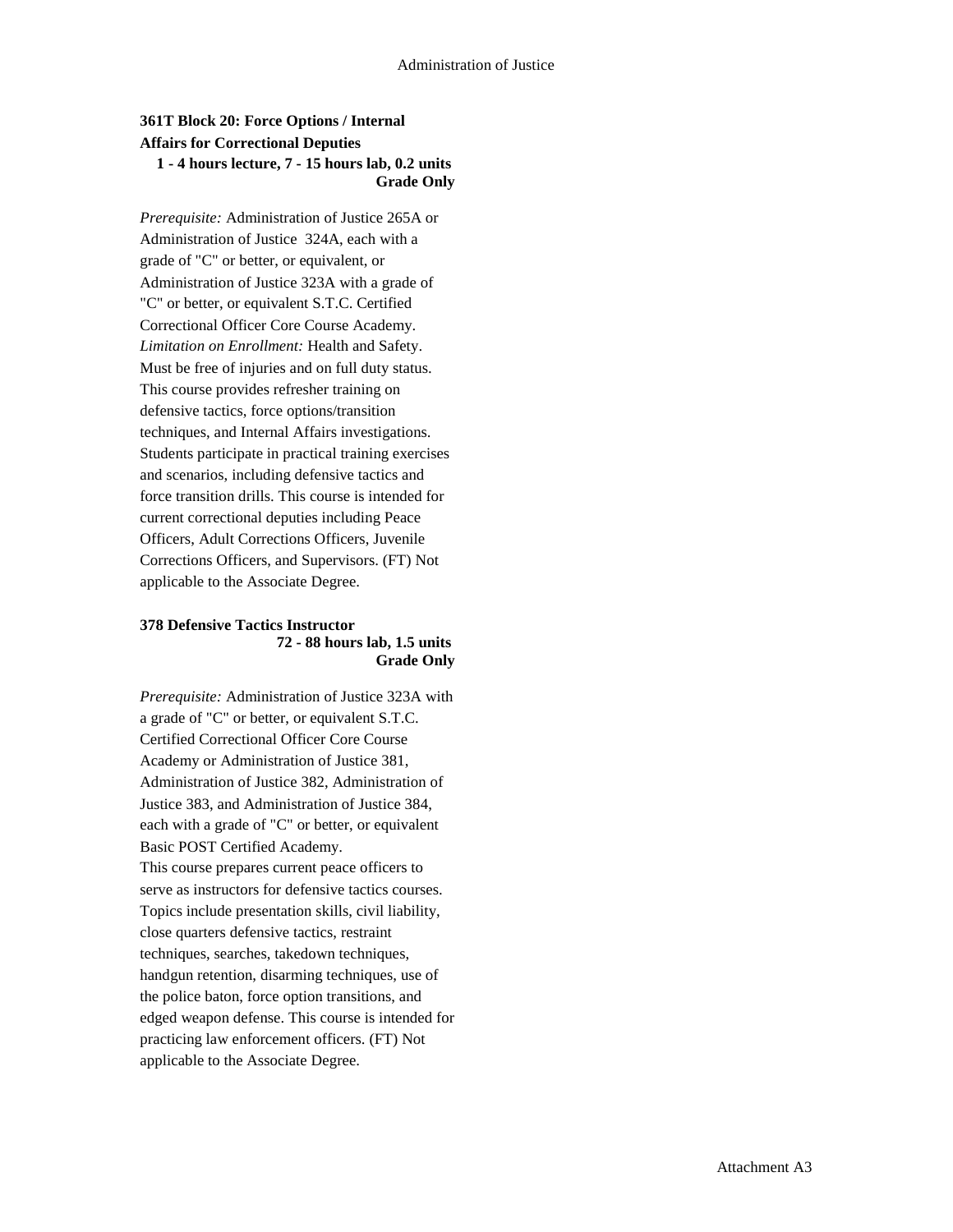### 361T Block 20: Force Options / Internal Affairs for Correctional Deputies

**1 - 4 hours lecture, 7 - 15 hours lab, 0.2 units**
**Grade Only**

*Prerequisite:* Administration of Justice 265A or Administration of Justice 324A, each with a grade of "C" or better, or equivalent, or Administration of Justice 323A with a grade of "C" or better, or equivalent S.T.C. Certified Correctional Officer Core Course Academy.
*Limitation on Enrollment:* Health and Safety. Must be free of injuries and on full duty status.
This course provides refresher training on defensive tactics, force options/transition techniques, and Internal Affairs investigations. Students participate in practical training exercises and scenarios, including defensive tactics and force transition drills. This course is intended for current correctional deputies including Peace Officers, Adult Corrections Officers, Juvenile Corrections Officers, and Supervisors. (FT) Not applicable to the Associate Degree.

### 378 Defensive Tactics Instructor

**72 - 88 hours lab, 1.5 units**
**Grade Only**

*Prerequisite:* Administration of Justice 323A with a grade of "C" or better, or equivalent S.T.C. Certified Correctional Officer Core Course Academy or Administration of Justice 381, Administration of Justice 382, Administration of Justice 383, and Administration of Justice 384, each with a grade of "C" or better, or equivalent Basic POST Certified Academy.
This course prepares current peace officers to serve as instructors for defensive tactics courses. Topics include presentation skills, civil liability, close quarters defensive tactics, restraint techniques, searches, takedown techniques, handgun retention, disarming techniques, use of the police baton, force option transitions, and edged weapon defense. This course is intended for practicing law enforcement officers. (FT) Not applicable to the Associate Degree.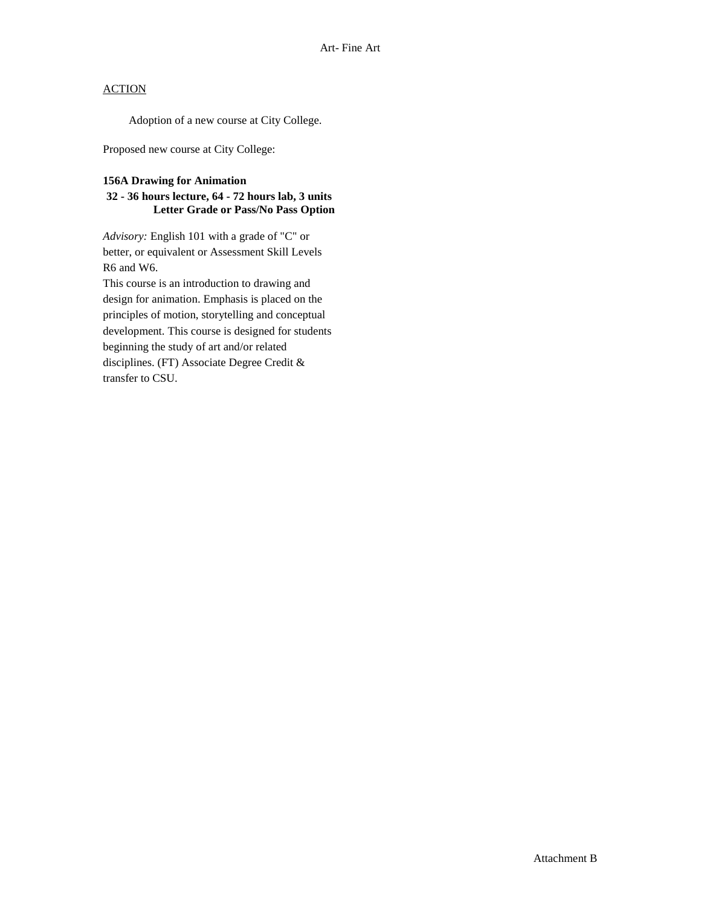Art- Fine Art

ACTION

Adoption of a new course at City College.

Proposed new course at City College:

**156A Drawing for Animation**
**32 - 36 hours lecture, 64 - 72 hours lab, 3 units**
**Letter Grade or Pass/No Pass Option**

*Advisory:* English 101 with a grade of "C" or better, or equivalent or Assessment Skill Levels R6 and W6.
This course is an introduction to drawing and design for animation. Emphasis is placed on the principles of motion, storytelling and conceptual development. This course is designed for students beginning the study of art and/or related disciplines. (FT) Associate Degree Credit & transfer to CSU.

Attachment B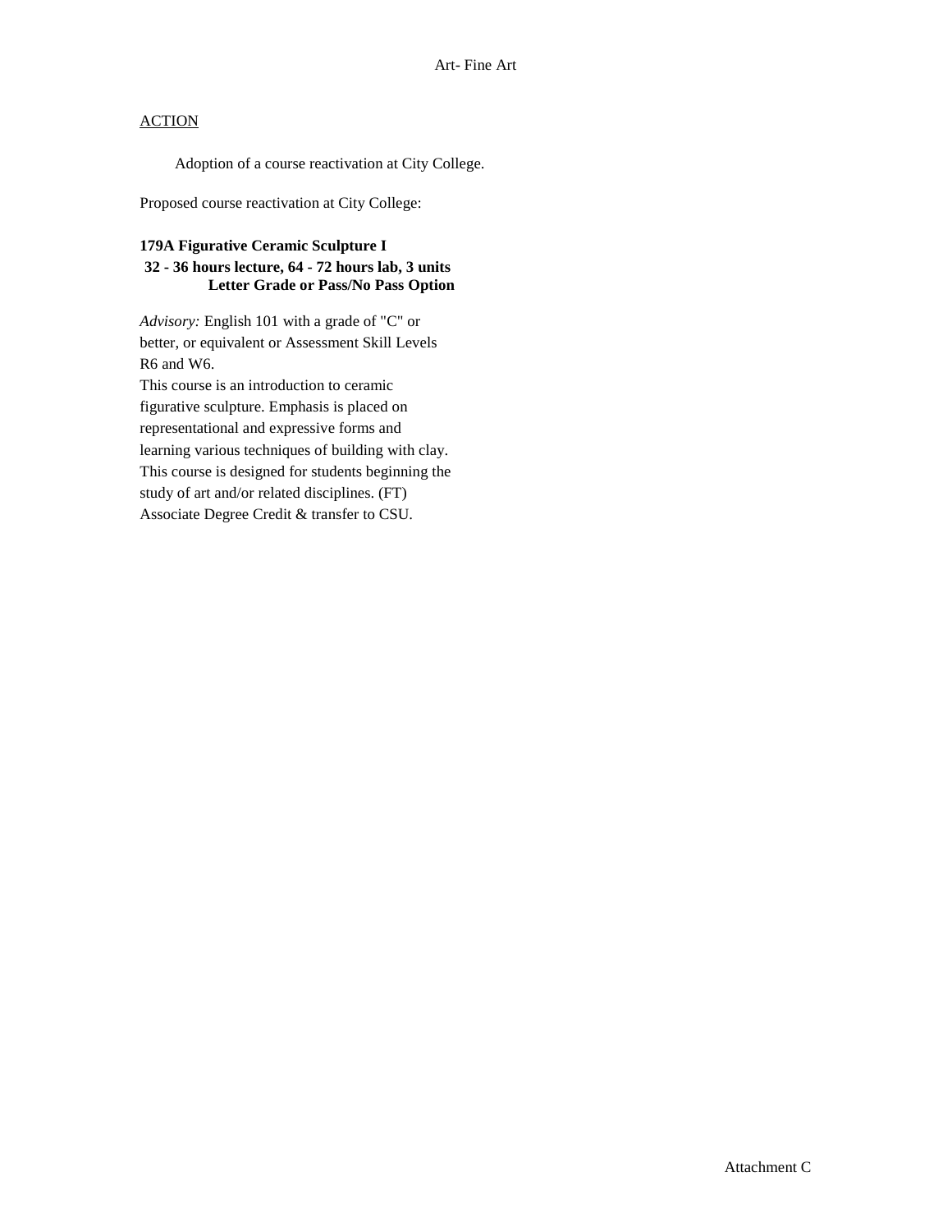Art- Fine Art

ACTION

Adoption of a course reactivation at City College.

Proposed course reactivation at City College:

**179A Figurative Ceramic Sculpture I**
**32 - 36 hours lecture, 64 - 72 hours lab, 3 units**
**Letter Grade or Pass/No Pass Option**

*Advisory:* English 101 with a grade of "C" or better, or equivalent or Assessment Skill Levels R6 and W6.

This course is an introduction to ceramic figurative sculpture. Emphasis is placed on representational and expressive forms and learning various techniques of building with clay. This course is designed for students beginning the study of art and/or related disciplines. (FT)

Associate Degree Credit & transfer to CSU.

Attachment C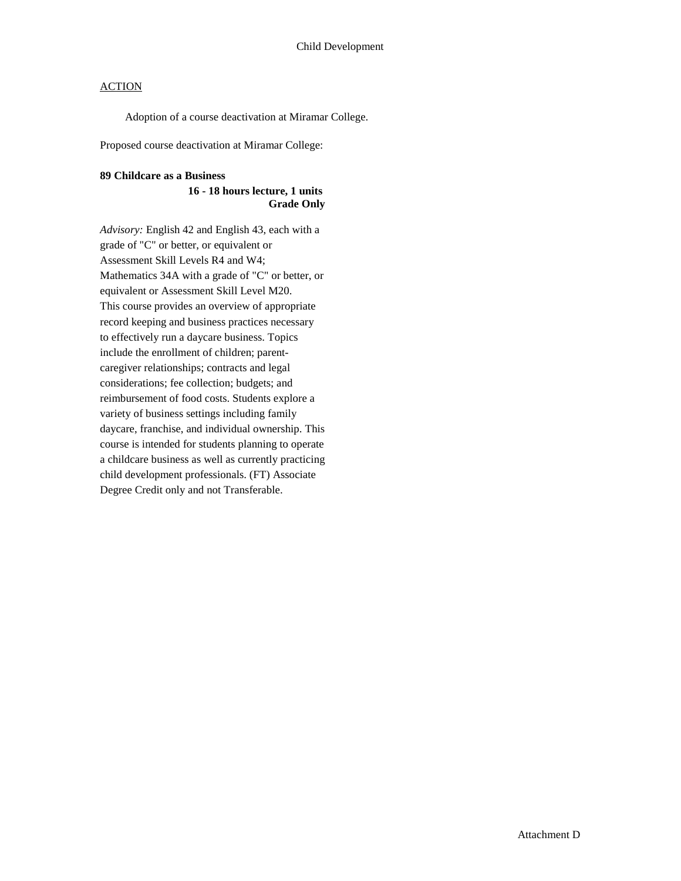Child Development

ACTION

Adoption of a course deactivation at Miramar College.

Proposed course deactivation at Miramar College:

**89 Childcare as a Business**
**16 - 18 hours lecture, 1 units**
**Grade Only**

*Advisory:* English 42 and English 43, each with a grade of "C" or better, or equivalent or Assessment Skill Levels R4 and W4; Mathematics 34A with a grade of "C" or better, or equivalent or Assessment Skill Level M20.
This course provides an overview of appropriate record keeping and business practices necessary to effectively run a daycare business. Topics include the enrollment of children; parent-caregiver relationships; contracts and legal considerations; fee collection; budgets; and reimbursement of food costs. Students explore a variety of business settings including family daycare, franchise, and individual ownership. This course is intended for students planning to operate a childcare business as well as currently practicing child development professionals. (FT) Associate Degree Credit only and not Transferable.

Attachment D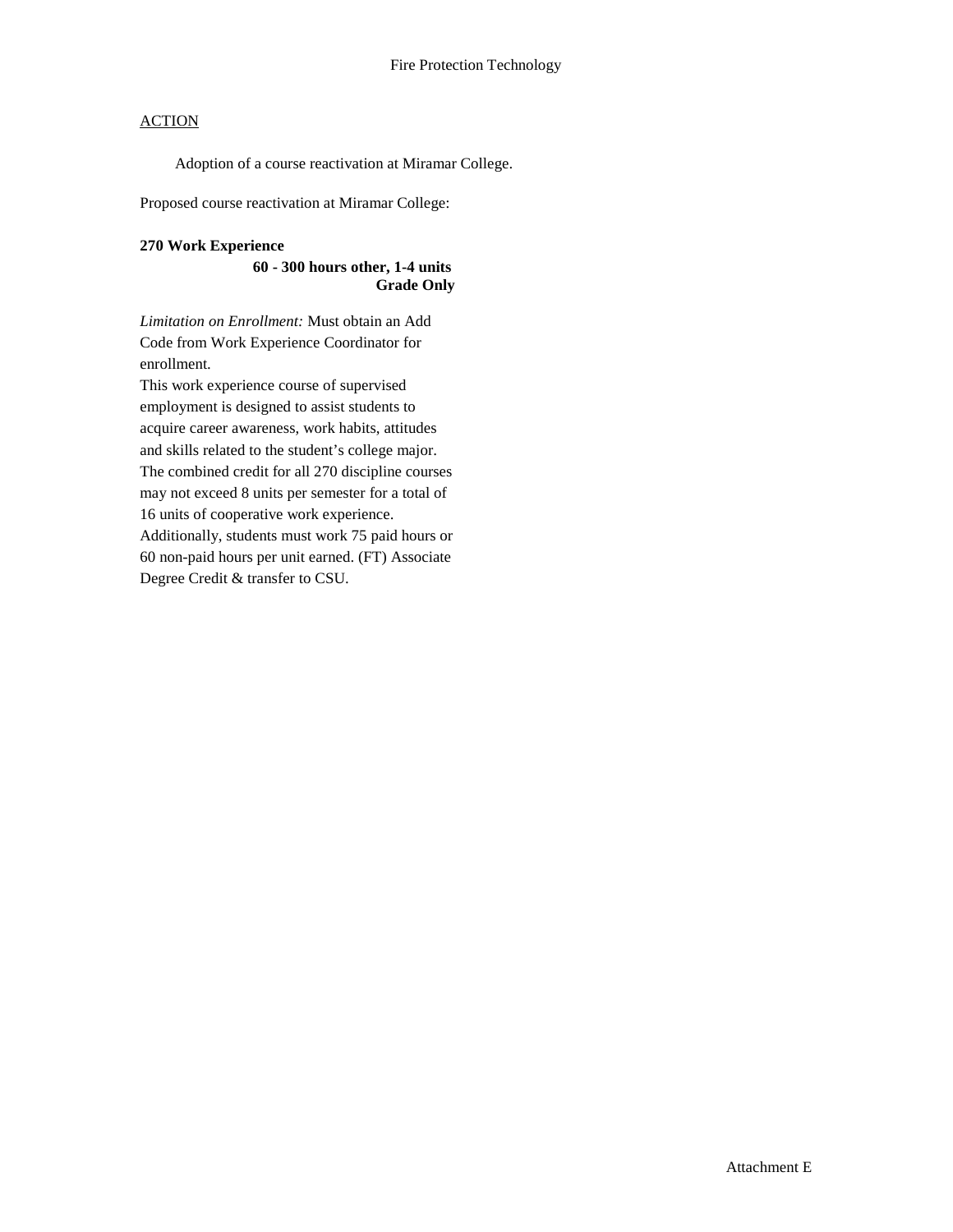Fire Protection Technology

ACTION

Adoption of a course reactivation at Miramar College.

Proposed course reactivation at Miramar College:

**270 Work Experience**

**60 - 300 hours other, 1-4 units**
**Grade Only**

*Limitation on Enrollment:* Must obtain an Add Code from Work Experience Coordinator for enrollment.
This work experience course of supervised employment is designed to assist students to acquire career awareness, work habits, attitudes and skills related to the student's college major. The combined credit for all 270 discipline courses may not exceed 8 units per semester for a total of 16 units of cooperative work experience. Additionally, students must work 75 paid hours or 60 non-paid hours per unit earned. (FT) Associate Degree Credit & transfer to CSU.

Attachment E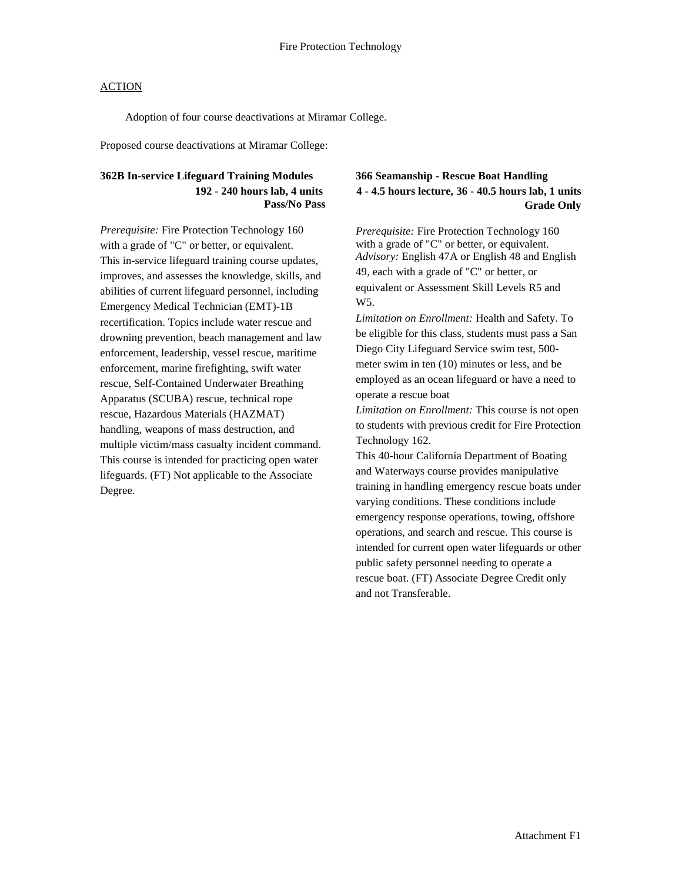Fire Protection Technology

ACTION

Adoption of four course deactivations at Miramar College.

Proposed course deactivations at Miramar College:

**362B In-service Lifeguard Training Modules**
**192 - 240 hours lab, 4 units**
**Pass/No Pass**

*Prerequisite:* Fire Protection Technology 160 with a grade of "C" or better, or equivalent.
This in-service lifeguard training course updates, improves, and assesses the knowledge, skills, and abilities of current lifeguard personnel, including Emergency Medical Technician (EMT)-1B recertification. Topics include water rescue and drowning prevention, beach management and law enforcement, leadership, vessel rescue, maritime enforcement, marine firefighting, swift water rescue, Self-Contained Underwater Breathing Apparatus (SCUBA) rescue, technical rope rescue, Hazardous Materials (HAZMAT) handling, weapons of mass destruction, and multiple victim/mass casualty incident command. This course is intended for practicing open water lifeguards. (FT) Not applicable to the Associate Degree.

**366 Seamanship - Rescue Boat Handling**
**4 - 4.5 hours lecture, 36 - 40.5 hours lab, 1 units**
**Grade Only**

*Prerequisite:* Fire Protection Technology 160 with a grade of "C" or better, or equivalent.
*Advisory:* English 47A or English 48 and English 49, each with a grade of "C" or better, or equivalent or Assessment Skill Levels R5 and W5.
*Limitation on Enrollment:* Health and Safety. To be eligible for this class, students must pass a San Diego City Lifeguard Service swim test, 500-meter swim in ten (10) minutes or less, and be employed as an ocean lifeguard or have a need to operate a rescue boat
*Limitation on Enrollment:* This course is not open to students with previous credit for Fire Protection Technology 162.
This 40-hour California Department of Boating and Waterways course provides manipulative training in handling emergency rescue boats under varying conditions. These conditions include emergency response operations, towing, offshore operations, and search and rescue. This course is intended for current open water lifeguards or other public safety personnel needing to operate a rescue boat. (FT) Associate Degree Credit only and not Transferable.

Attachment F1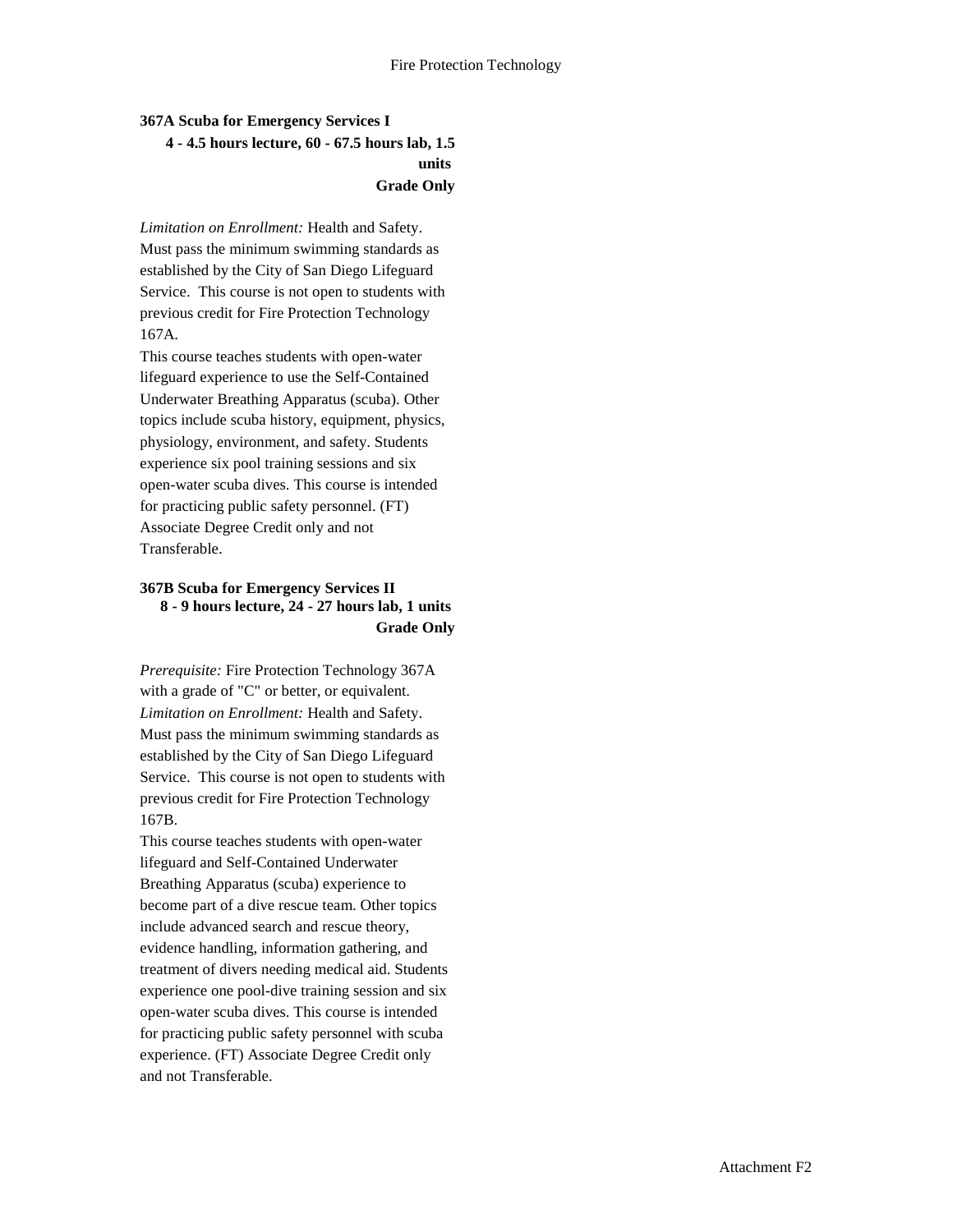## 367A Scuba for Emergency Services I

**4 - 4.5 hours lecture, 60 - 67.5 hours lab, 1.5 units**
**Grade Only**

*Limitation on Enrollment:* Health and Safety. Must pass the minimum swimming standards as established by the City of San Diego Lifeguard Service. This course is not open to students with previous credit for Fire Protection Technology 167A.

This course teaches students with open-water lifeguard experience to use the Self-Contained Underwater Breathing Apparatus (scuba). Other topics include scuba history, equipment, physics, physiology, environment, and safety. Students experience six pool training sessions and six open-water scuba dives. This course is intended for practicing public safety personnel. (FT) Associate Degree Credit only and not Transferable.

## 367B Scuba for Emergency Services II

**8 - 9 hours lecture, 24 - 27 hours lab, 1 units**
**Grade Only**

*Prerequisite:* Fire Protection Technology 367A with a grade of "C" or better, or equivalent.
*Limitation on Enrollment:* Health and Safety. Must pass the minimum swimming standards as established by the City of San Diego Lifeguard Service. This course is not open to students with previous credit for Fire Protection Technology 167B.

This course teaches students with open-water lifeguard and Self-Contained Underwater Breathing Apparatus (scuba) experience to become part of a dive rescue team. Other topics include advanced search and rescue theory, evidence handling, information gathering, and treatment of divers needing medical aid. Students experience one pool-dive training session and six open-water scuba dives. This course is intended for practicing public safety personnel with scuba experience. (FT) Associate Degree Credit only and not Transferable.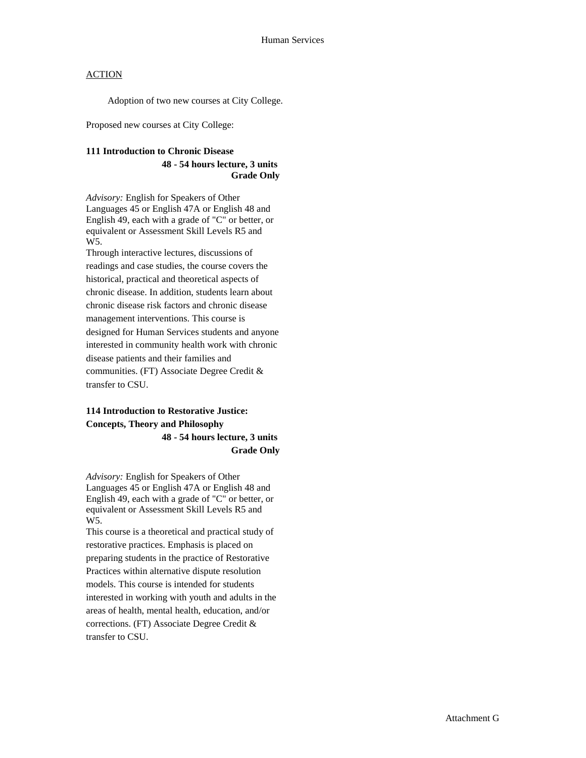# Human Services

ACTION

Adoption of two new courses at City College.

Proposed new courses at City College:

**111 Introduction to Chronic Disease**
**48 - 54 hours lecture, 3 units**
**Grade Only**

*Advisory:* English for Speakers of Other Languages 45 or English 47A or English 48 and English 49, each with a grade of "C" or better, or equivalent or Assessment Skill Levels R5 and W5.

Through interactive lectures, discussions of readings and case studies, the course covers the historical, practical and theoretical aspects of chronic disease. In addition, students learn about chronic disease risk factors and chronic disease management interventions. This course is designed for Human Services students and anyone interested in community health work with chronic disease patients and their families and communities. (FT) Associate Degree Credit & transfer to CSU.

**114 Introduction to Restorative Justice: Concepts, Theory and Philosophy**
**48 - 54 hours lecture, 3 units**
**Grade Only**

*Advisory:* English for Speakers of Other Languages 45 or English 47A or English 48 and English 49, each with a grade of "C" or better, or equivalent or Assessment Skill Levels R5 and W5.

This course is a theoretical and practical study of restorative practices. Emphasis is placed on preparing students in the practice of Restorative Practices within alternative dispute resolution models. This course is intended for students interested in working with youth and adults in the areas of health, mental health, education, and/or corrections. (FT) Associate Degree Credit & transfer to CSU.

Attachment G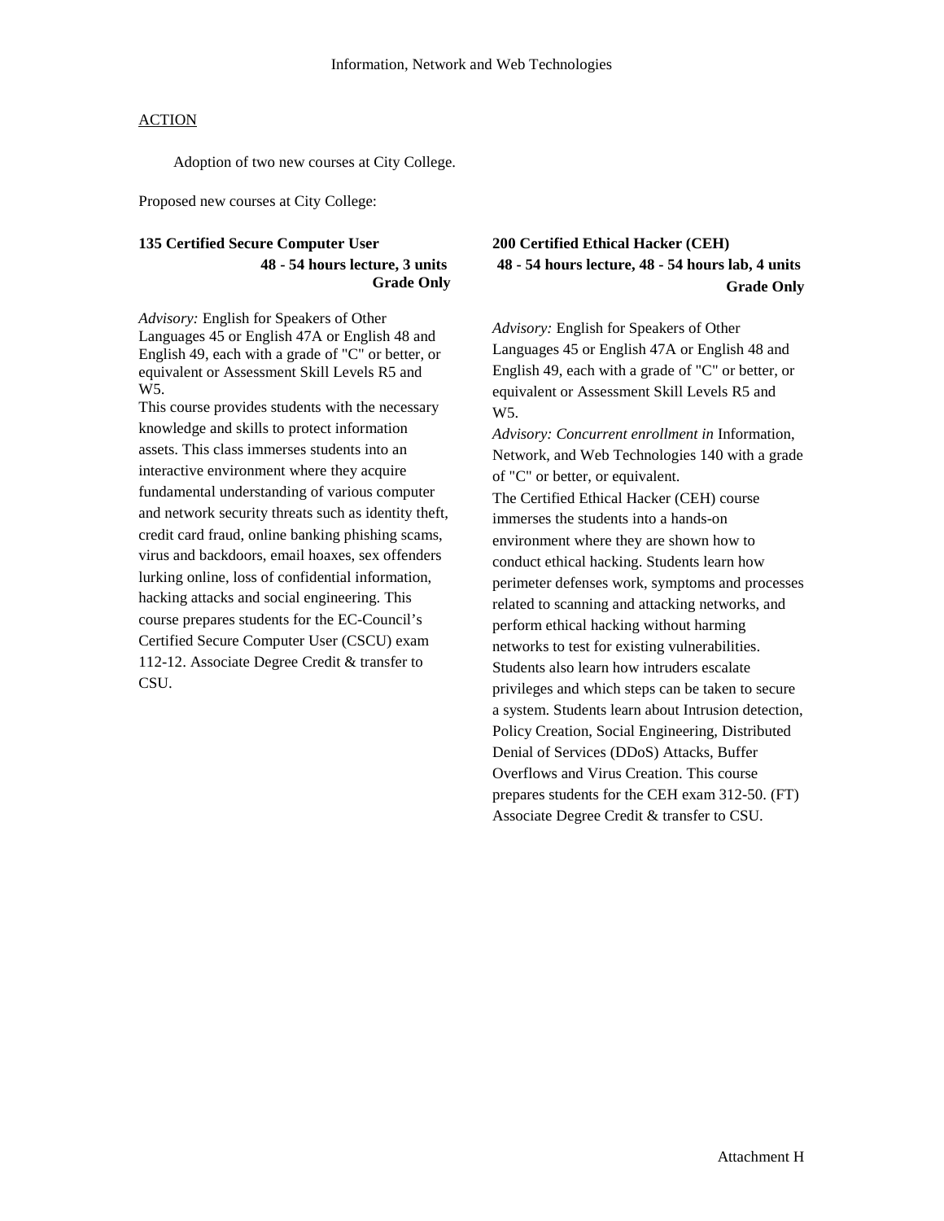Information, Network and Web Technologies

ACTION

Adoption of two new courses at City College.

Proposed new courses at City College:

**135 Certified Secure Computer User**
**48 - 54 hours lecture, 3 units**
**Grade Only**

*Advisory:* English for Speakers of Other Languages 45 or English 47A or English 48 and English 49, each with a grade of "C" or better, or equivalent or Assessment Skill Levels R5 and W5.
This course provides students with the necessary knowledge and skills to protect information assets. This class immerses students into an interactive environment where they acquire fundamental understanding of various computer and network security threats such as identity theft, credit card fraud, online banking phishing scams, virus and backdoors, email hoaxes, sex offenders lurking online, loss of confidential information, hacking attacks and social engineering. This course prepares students for the EC-Council's Certified Secure Computer User (CSCU) exam 112-12. Associate Degree Credit & transfer to CSU.

**200 Certified Ethical Hacker (CEH)**
**48 - 54 hours lecture, 48 - 54 hours lab, 4 units**
**Grade Only**

*Advisory:* English for Speakers of Other Languages 45 or English 47A or English 48 and English 49, each with a grade of "C" or better, or equivalent or Assessment Skill Levels R5 and W5.
*Advisory: Concurrent enrollment in* Information, Network, and Web Technologies 140 with a grade of "C" or better, or equivalent.
The Certified Ethical Hacker (CEH) course immerses the students into a hands-on environment where they are shown how to conduct ethical hacking. Students learn how perimeter defenses work, symptoms and processes related to scanning and attacking networks, and perform ethical hacking without harming networks to test for existing vulnerabilities. Students also learn how intruders escalate privileges and which steps can be taken to secure a system. Students learn about Intrusion detection, Policy Creation, Social Engineering, Distributed Denial of Services (DDoS) Attacks, Buffer Overflows and Virus Creation. This course prepares students for the CEH exam 312-50. (FT) Associate Degree Credit & transfer to CSU.

Attachment H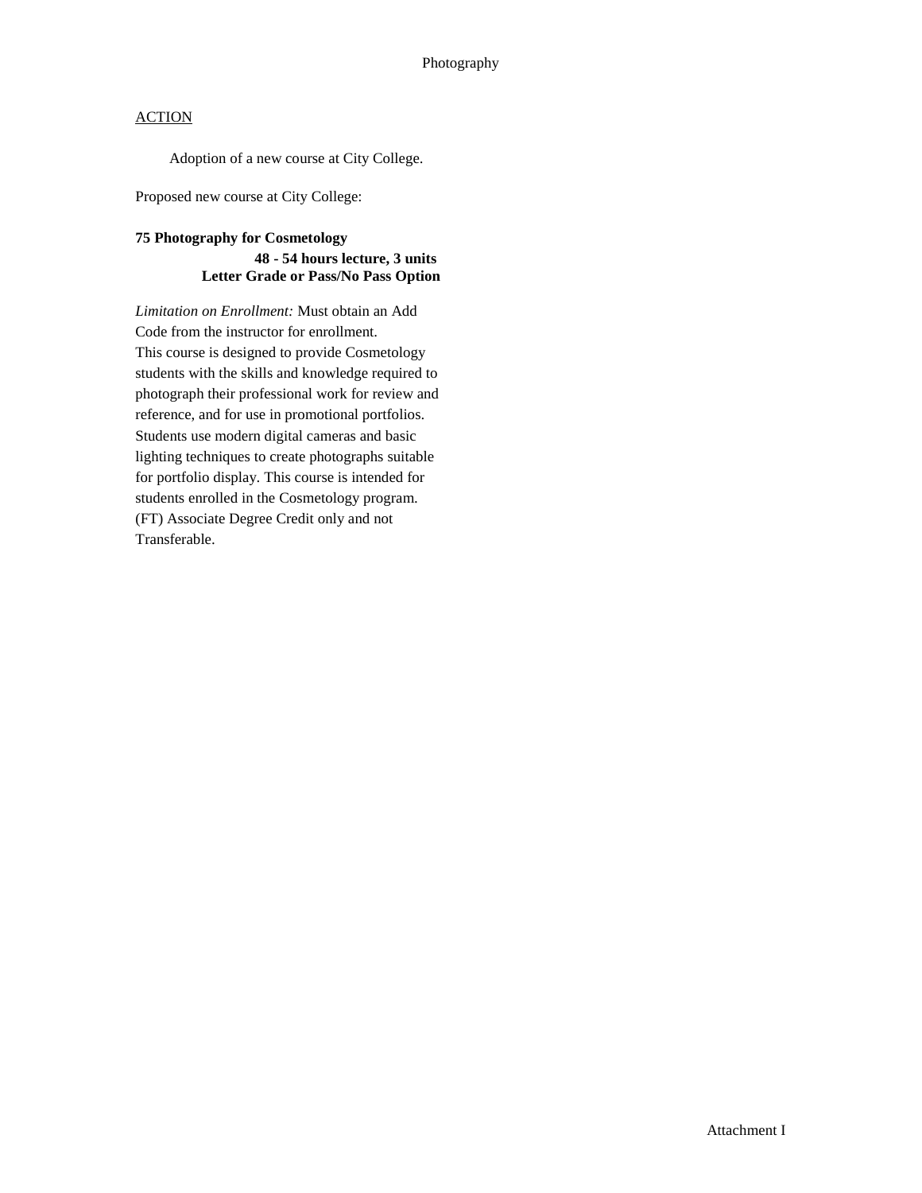Photography

<u>ACTION</u>

Adoption of a new course at City College.

Proposed new course at City College:

**75 Photography for Cosmetology**
**48 - 54 hours lecture, 3 units**
**Letter Grade or Pass/No Pass Option**

*Limitation on Enrollment:* Must obtain an Add Code from the instructor for enrollment.
This course is designed to provide Cosmetology students with the skills and knowledge required to photograph their professional work for review and reference, and for use in promotional portfolios. Students use modern digital cameras and basic lighting techniques to create photographs suitable for portfolio display. This course is intended for students enrolled in the Cosmetology program. (FT) Associate Degree Credit only and not Transferable.

Attachment I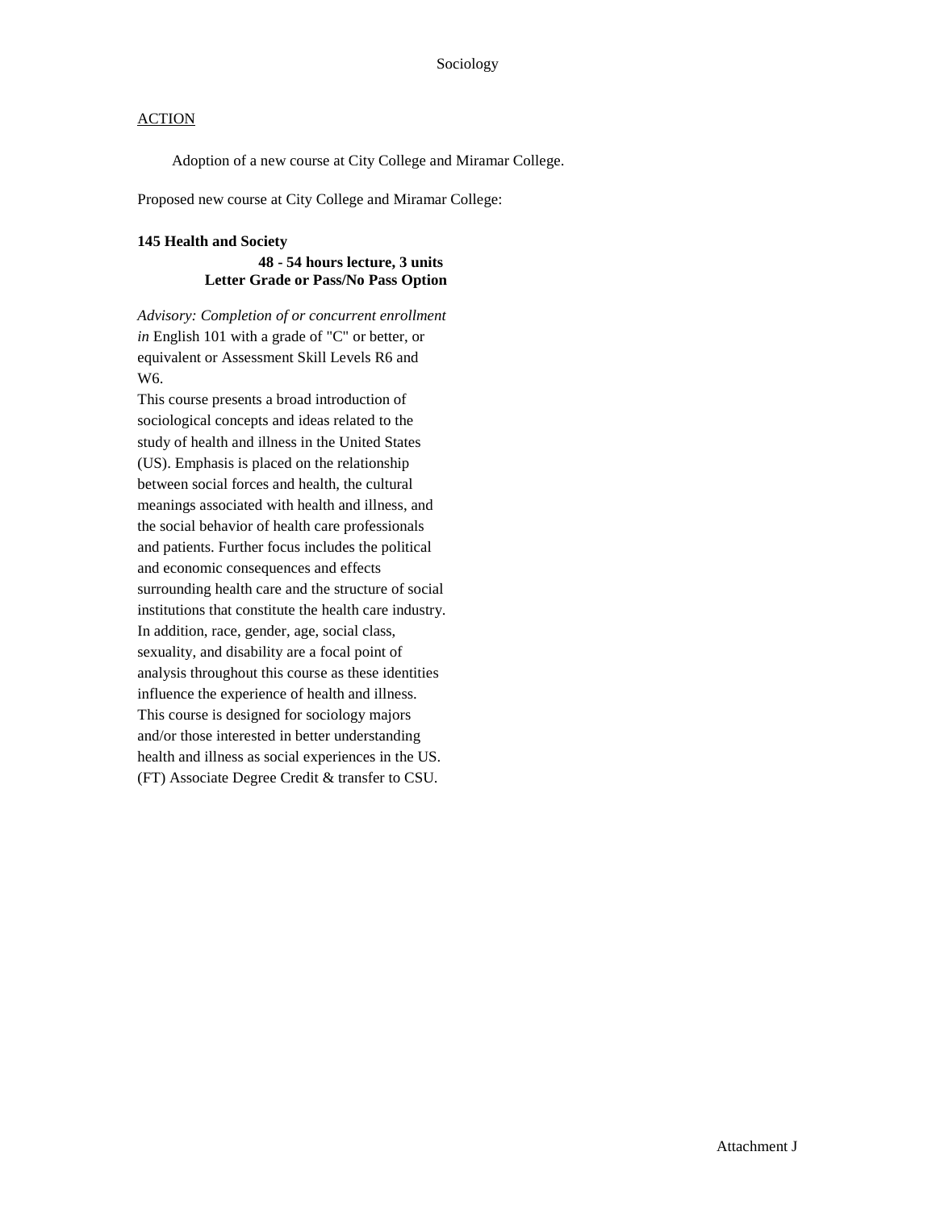Sociology

ACTION

Adoption of a new course at City College and Miramar College.

Proposed new course at City College and Miramar College:

**145 Health and Society**

**48 - 54 hours lecture, 3 units**
**Letter Grade or Pass/No Pass Option**

*Advisory: Completion of or concurrent enrollment in* English 101 with a grade of "C" or better, or equivalent or Assessment Skill Levels R6 and W6.

This course presents a broad introduction of sociological concepts and ideas related to the study of health and illness in the United States (US). Emphasis is placed on the relationship between social forces and health, the cultural meanings associated with health and illness, and the social behavior of health care professionals and patients. Further focus includes the political and economic consequences and effects surrounding health care and the structure of social institutions that constitute the health care industry. In addition, race, gender, age, social class, sexuality, and disability are a focal point of analysis throughout this course as these identities influence the experience of health and illness. This course is designed for sociology majors and/or those interested in better understanding health and illness as social experiences in the US. (FT) Associate Degree Credit & transfer to CSU.

Attachment J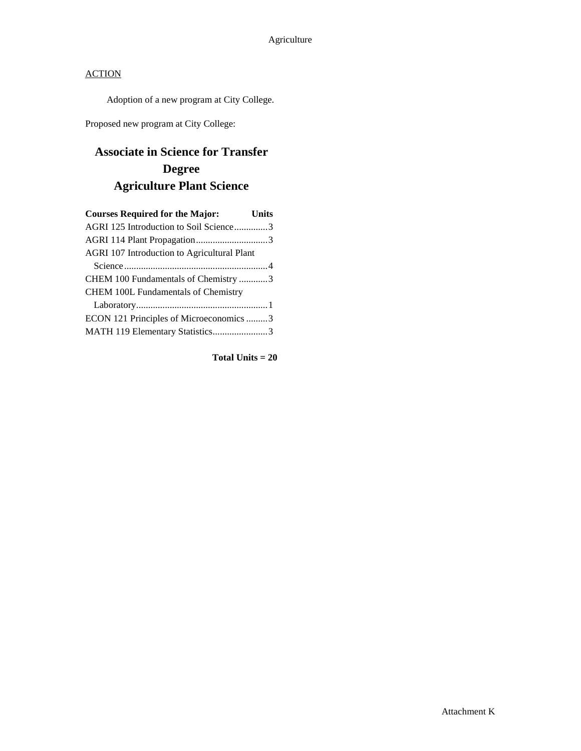ACTION

Adoption of a new program at City College.

Proposed new program at City College:

## Associate in Science for Transfer Degree Agriculture Plant Science

| Courses Required for the Major: | Units |
|---|---|
| AGRI 125 Introduction to Soil Science | 3 |
| AGRI 114 Plant Propagation | 3 |
| AGRI 107 Introduction to Agricultural Plant Science | 4 |
| CHEM 100 Fundamentals of Chemistry | 3 |
| CHEM 100L Fundamentals of Chemistry Laboratory | 1 |
| ECON 121 Principles of Microeconomics | 3 |
| MATH 119 Elementary Statistics | 3 |

**Total Units = 20**

Attachment K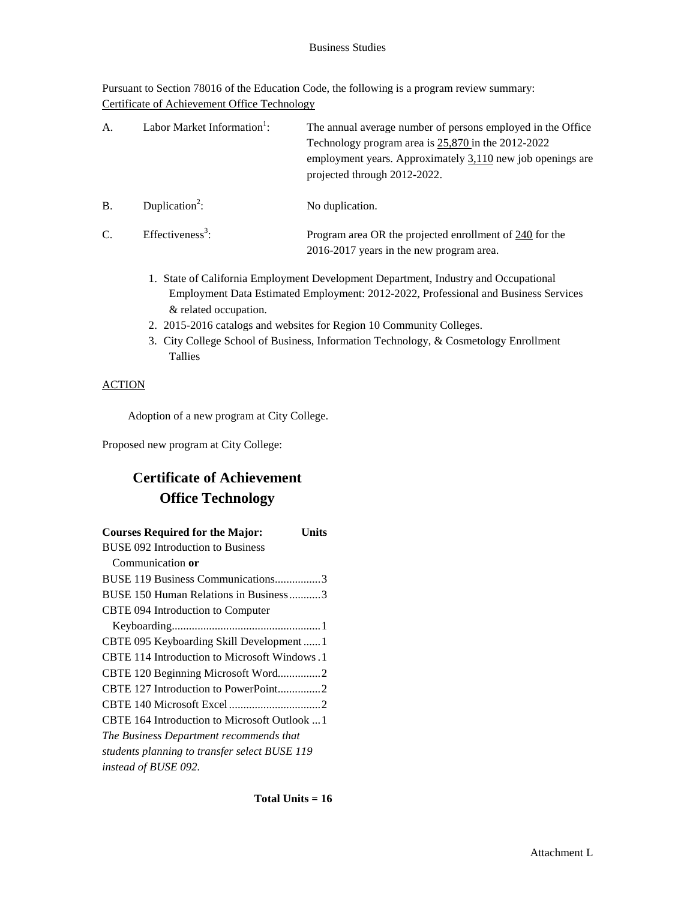Business Studies

Pursuant to Section 78016 of the Education Code, the following is a program review summary:
Certificate of Achievement Office Technology

A. Labor Market Information[1]: The annual average number of persons employed in the Office Technology program area is 25,870 in the 2012-2022 employment years. Approximately 3,110 new job openings are projected through 2012-2022.

B. Duplication[2]: No duplication.

C. Effectiveness[3]: Program area OR the projected enrollment of 240 for the 2016-2017 years in the new program area.

1. State of California Employment Development Department, Industry and Occupational Employment Data Estimated Employment: 2012-2022, Professional and Business Services & related occupation.
2. 2015-2016 catalogs and websites for Region 10 Community Colleges.
3. City College School of Business, Information Technology, & Cosmetology Enrollment Tallies

ACTION

Adoption of a new program at City College.

Proposed new program at City College:

## Certificate of Achievement Office Technology

| Courses Required for the Major: | Units |
|---|---|
| BUSE 092 Introduction to Business Communication **or** | |
| BUSE 119 Business Communications | 3 |
| BUSE 150 Human Relations in Business | 3 |
| CBTE 094 Introduction to Computer Keyboarding | 1 |
| CBTE 095 Keyboarding Skill Development | 1 |
| CBTE 114 Introduction to Microsoft Windows | 1 |
| CBTE 120 Beginning Microsoft Word | 2 |
| CBTE 127 Introduction to PowerPoint | 2 |
| CBTE 140 Microsoft Excel | 2 |
| CBTE 164 Introduction to Microsoft Outlook | 1 |

*The Business Department recommends that students planning to transfer select BUSE 119 instead of BUSE 092.*

**Total Units = 16**

Attachment L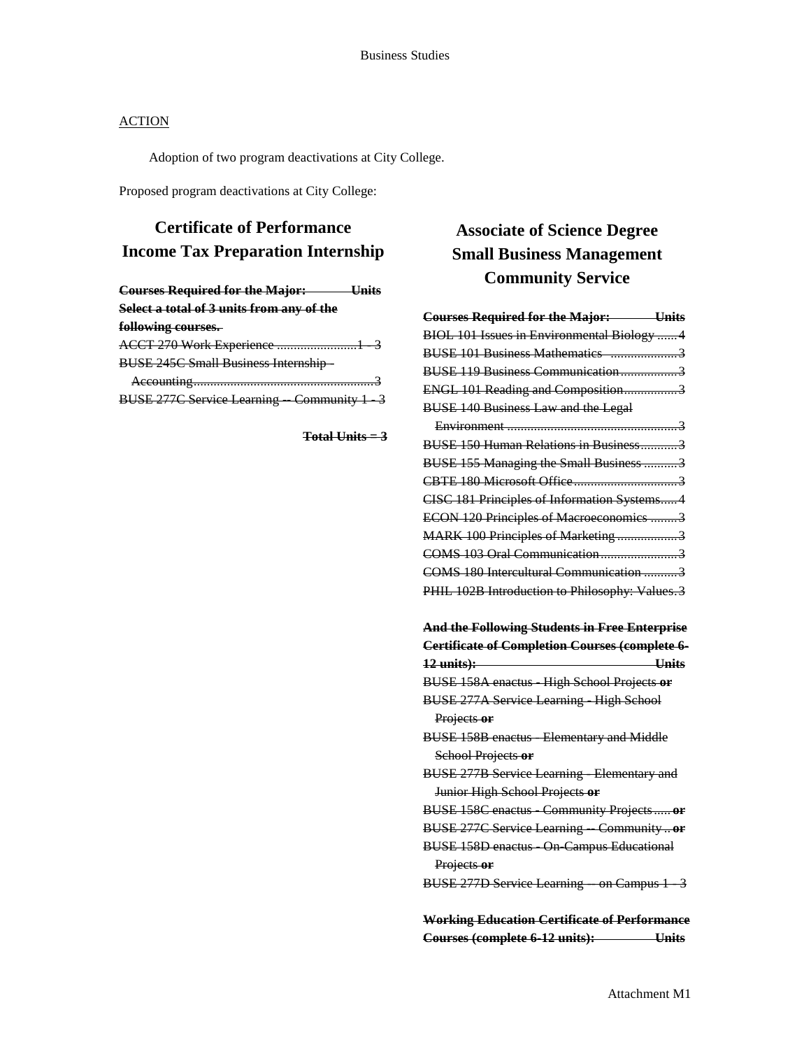ACTION

Adoption of two program deactivations at City College.

Proposed program deactivations at City College:

## Certificate of Performance
## Income Tax Preparation Internship

~~**Courses Required for the Major: Units**~~

~~**Select a total of 3 units from any of the following courses.**~~

~~ACCT 270 Work Experience ....................... 1 - 3~~
~~BUSE 245C Small Business Internship - Accounting ....................................................... 3~~
~~BUSE 277C Service Learning -- Community 1 - 3~~

~~**Total Units = 3**~~

## Associate of Science Degree
## Small Business Management
## Community Service

~~**Courses Required for the Major: Units**~~

~~BIOL 101 Issues in Environmental Biology ...... 4~~
~~BUSE 101 Business Mathematics .................... 3~~
~~BUSE 119 Business Communication ................. 3~~
~~ENGL 101 Reading and Composition ................ 3~~
~~BUSE 140 Business Law and the Legal Environment .................................................... 3~~
~~BUSE 150 Human Relations in Business ........... 3~~
~~BUSE 155 Managing the Small Business .......... 3~~
~~CBTE 180 Microsoft Office ............................... 3~~
~~CISC 181 Principles of Information Systems ..... 4~~
~~ECON 120 Principles of Macroeconomics ........ 3~~
~~MARK 100 Principles of Marketing .................. 3~~
~~COMS 103 Oral Communication ....................... 3~~
~~COMS 180 Intercultural Communication .......... 3~~
~~PHIL 102B Introduction to Philosophy: Values . 3~~

~~**And the Following Students in Free Enterprise Certificate of Completion Courses (complete 6-12 units): Units**~~

~~BUSE 158A enactus - High School Projects **or**~~
~~BUSE 277A Service Learning - High School Projects **or**~~
~~BUSE 158B enactus - Elementary and Middle School Projects **or**~~
~~BUSE 277B Service Learning - Elementary and Junior High School Projects **or**~~
~~BUSE 158C enactus - Community Projects ..... **or**~~
~~BUSE 277C Service Learning -- Community .. **or**~~
~~BUSE 158D enactus - On-Campus Educational Projects **or**~~
~~BUSE 277D Service Learning -- on Campus 1 - 3~~

~~**Working Education Certificate of Performance Courses (complete 6-12 units): Units**~~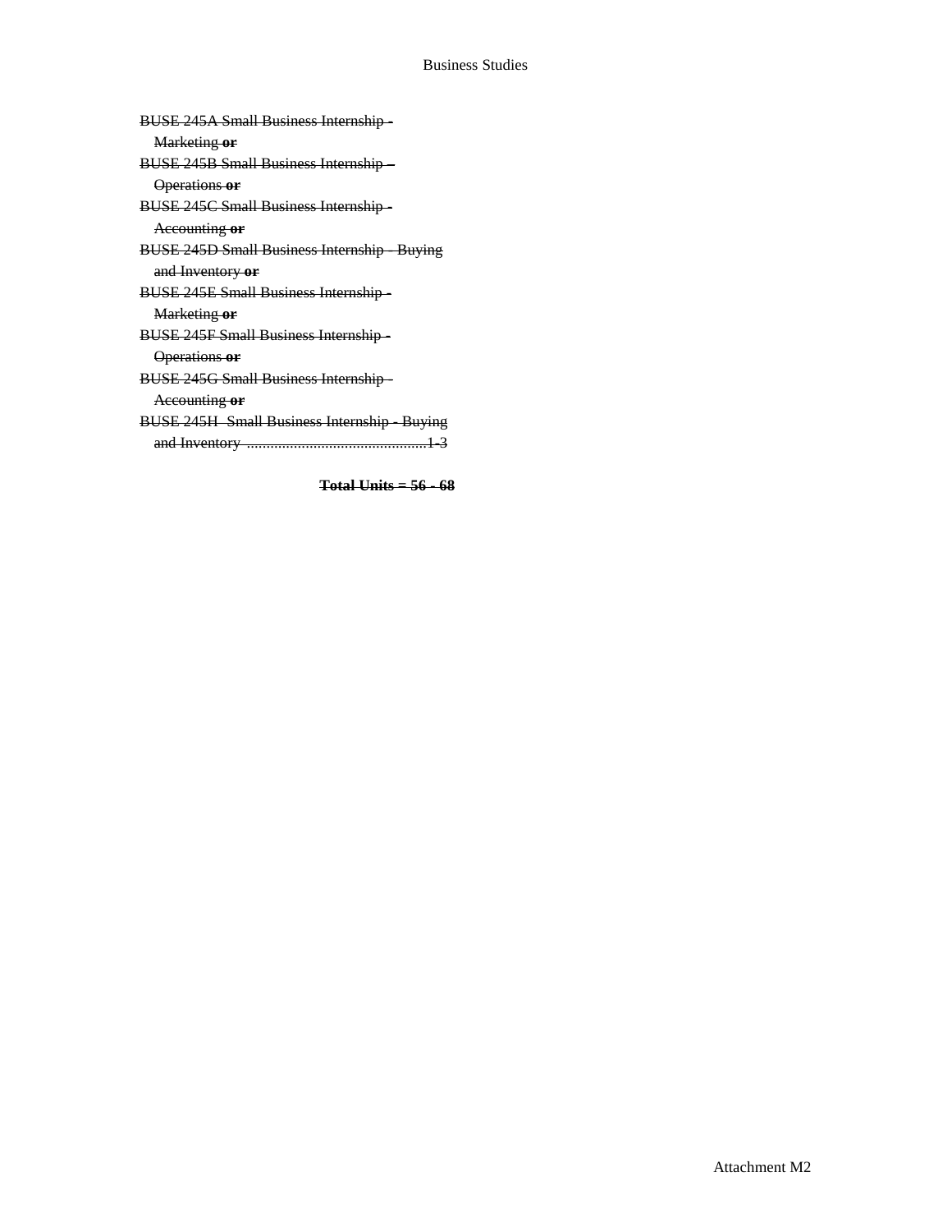~~BUSE 245A Small Business Internship - Marketing **or**~~
~~BUSE 245B Small Business Internship – Operations **or**~~
~~BUSE 245C Small Business Internship - Accounting **or**~~
~~BUSE 245D Small Business Internship - Buying and Inventory **or**~~
~~BUSE 245E Small Business Internship - Marketing **or**~~
~~BUSE 245F Small Business Internship - Operations **or**~~
~~BUSE 245G Small Business Internship - Accounting **or**~~
~~BUSE 245H Small Business Internship - Buying and Inventory ..............................................1-3~~

~~**Total Units = 56 - 68**~~

Attachment M2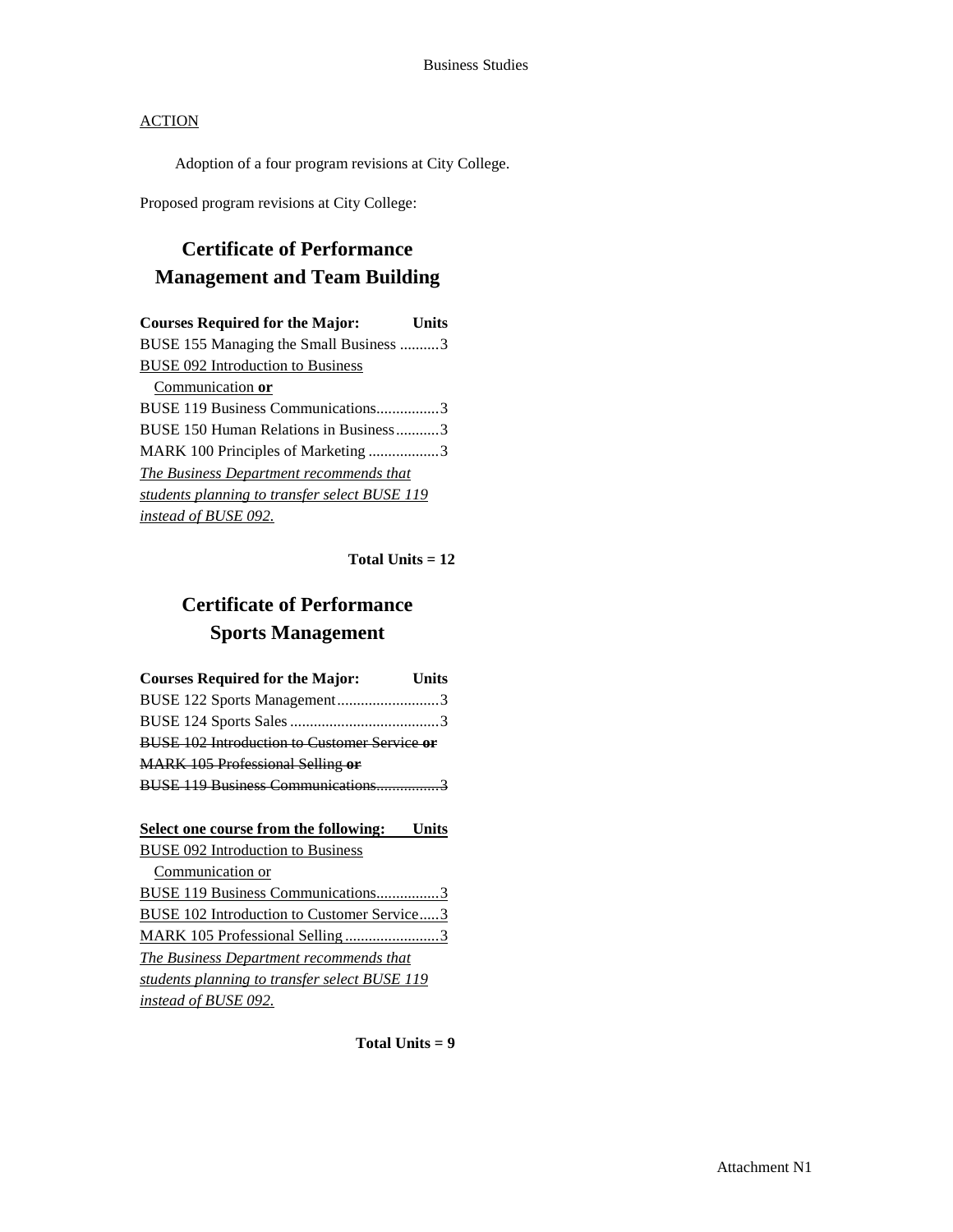## ACTION

Adoption of a four program revisions at City College.

Proposed program revisions at City College:

## Certificate of Performance
## Management and Team Building

| **Courses Required for the Major:** | **Units** |
|---|---|
| BUSE 155 Managing the Small Business | 3 |
| <u>BUSE 092 Introduction to Business Communication</u> **or** | |
| BUSE 119 Business Communications | 3 |
| BUSE 150 Human Relations in Business | 3 |
| MARK 100 Principles of Marketing | 3 |

<u>*The Business Department recommends that students planning to transfer select BUSE 119 instead of BUSE 092.*</u>

**Total Units = 12**

## Certificate of Performance
## Sports Management

| **Courses Required for the Major:** | **Units** |
|---|---|
| BUSE 122 Sports Management | 3 |
| BUSE 124 Sports Sales | 3 |
| ~~BUSE 102 Introduction to Customer Service **or**~~ | |
| ~~MARK 105 Professional Selling **or**~~ | |
| ~~BUSE 119 Business Communications~~ | ~~3~~ |

| <u>**Select one course from the following:**</u> | <u>**Units**</u> |
|---|---|
| <u>BUSE 092 Introduction to Business Communication or</u> | |
| <u>BUSE 119 Business Communications</u> | <u>3</u> |
| <u>BUSE 102 Introduction to Customer Service</u> | <u>3</u> |
| <u>MARK 105 Professional Selling</u> | <u>3</u> |

<u>*The Business Department recommends that students planning to transfer select BUSE 119 instead of BUSE 092.*</u>

**Total Units = 9**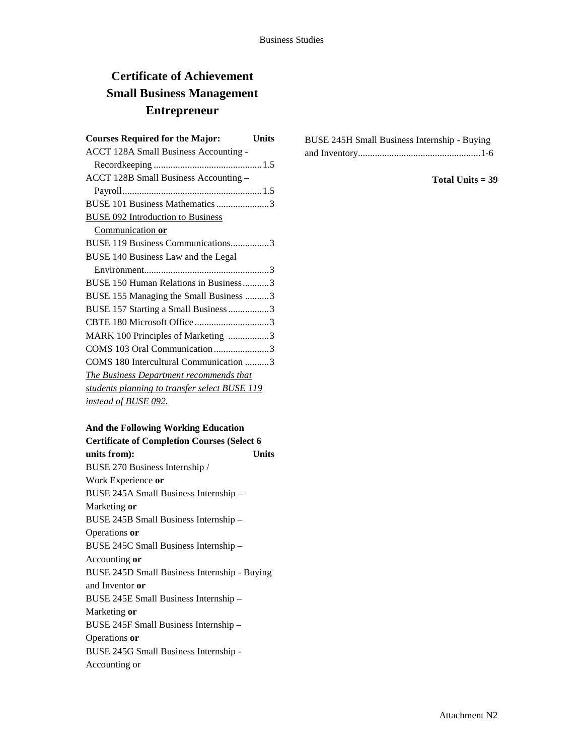# Certificate of Achievement
# Small Business Management
# Entrepreneur

| Courses Required for the Major: | Units |
|---|---|
| ACCT 128A Small Business Accounting - Recordkeeping | 1.5 |
| ACCT 128B Small Business Accounting – Payroll | 1.5 |
| BUSE 101 Business Mathematics | 3 |
| BUSE 092 Introduction to Business Communication **or** | |
| BUSE 119 Business Communications | 3 |
| BUSE 140 Business Law and the Legal Environment | 3 |
| BUSE 150 Human Relations in Business | 3 |
| BUSE 155 Managing the Small Business | 3 |
| BUSE 157 Starting a Small Business | 3 |
| CBTE 180 Microsoft Office | 3 |
| MARK 100 Principles of Marketing | 3 |
| COMS 103 Oral Communication | 3 |
| COMS 180 Intercultural Communication | 3 |

*The Business Department recommends that students planning to transfer select BUSE 119 instead of BUSE 092.*

| And the Following Working Education Certificate of Completion Courses (Select 6 units from): | Units |
|---|---|
| BUSE 270 Business Internship / Work Experience **or** | |
| BUSE 245A Small Business Internship – Marketing **or** | |
| BUSE 245B Small Business Internship – Operations **or** | |
| BUSE 245C Small Business Internship – Accounting **or** | |
| BUSE 245D Small Business Internship - Buying and Inventor **or** | |
| BUSE 245E Small Business Internship – Marketing **or** | |
| BUSE 245F Small Business Internship – Operations **or** | |
| BUSE 245G Small Business Internship - Accounting or | |
| BUSE 245H Small Business Internship - Buying and Inventory | 1-6 |

**Total Units = 39**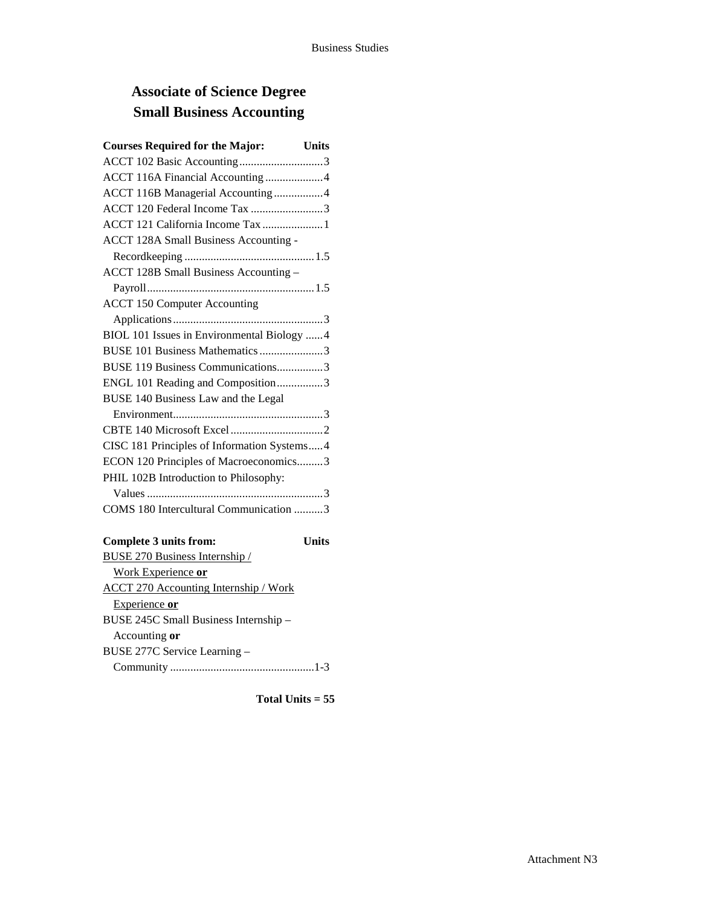# Associate of Science Degree
# Small Business Accounting

| Courses Required for the Major: | Units |
|---|---|
| ACCT 102 Basic Accounting | 3 |
| ACCT 116A Financial Accounting | 4 |
| ACCT 116B Managerial Accounting | 4 |
| ACCT 120 Federal Income Tax | 3 |
| ACCT 121 California Income Tax | 1 |
| ACCT 128A Small Business Accounting - Recordkeeping | 1.5 |
| ACCT 128B Small Business Accounting – Payroll | 1.5 |
| ACCT 150 Computer Accounting Applications | 3 |
| BIOL 101 Issues in Environmental Biology | 4 |
| BUSE 101 Business Mathematics | 3 |
| BUSE 119 Business Communications | 3 |
| ENGL 101 Reading and Composition | 3 |
| BUSE 140 Business Law and the Legal Environment | 3 |
| CBTE 140 Microsoft Excel | 2 |
| CISC 181 Principles of Information Systems | 4 |
| ECON 120 Principles of Macroeconomics | 3 |
| PHIL 102B Introduction to Philosophy: Values | 3 |
| COMS 180 Intercultural Communication | 3 |

| Complete 3 units from: | Units |
|---|---|
| BUSE 270 Business Internship / Work Experience **or** | |
| ACCT 270 Accounting Internship / Work Experience **or** | |
| BUSE 245C Small Business Internship – Accounting **or** | |
| BUSE 277C Service Learning – Community | 1-3 |

**Total Units = 55**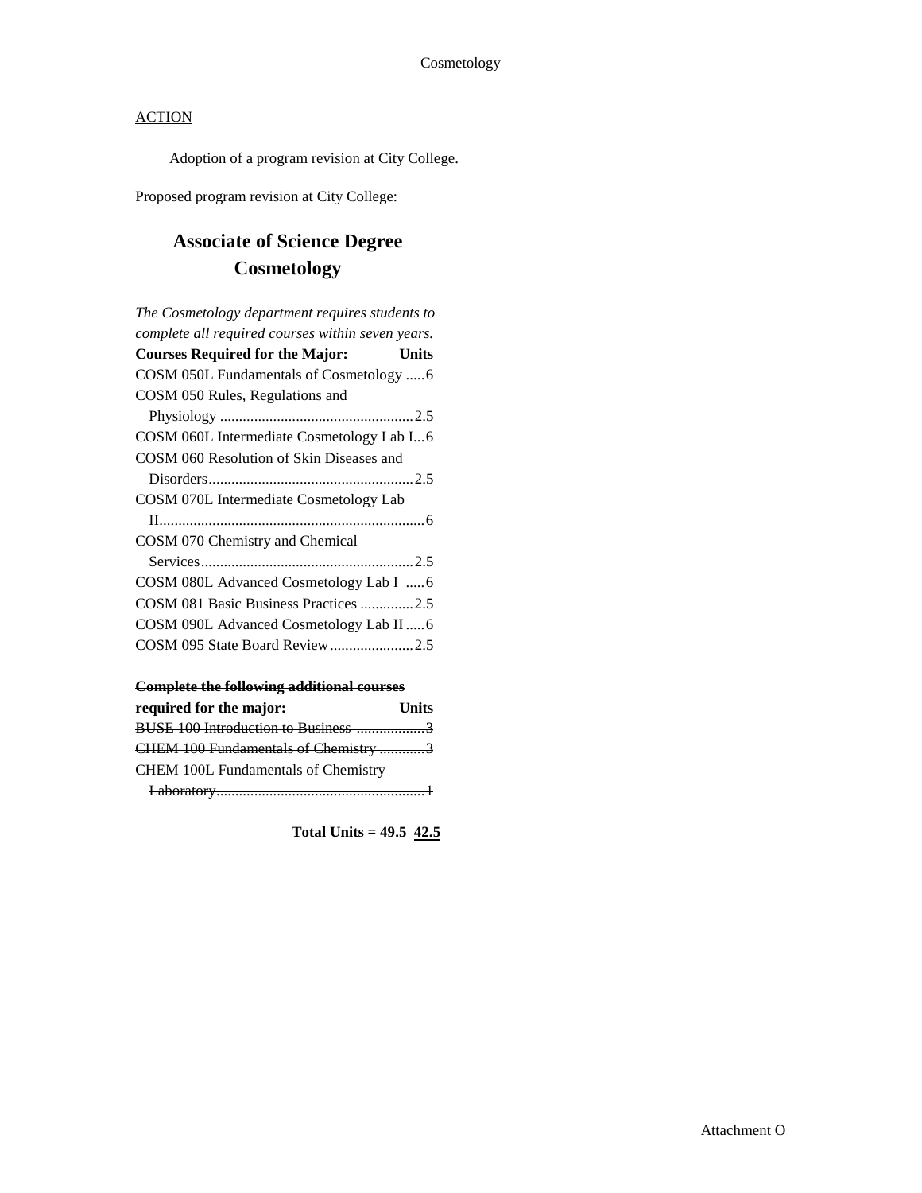Cosmetology

<u>ACTION</u>

Adoption of a program revision at City College.

Proposed program revision at City College:

## Associate of Science Degree Cosmetology

*The Cosmetology department requires students to complete all required courses within seven years.*

| **Courses Required for the Major:** | **Units** |
|---|---|
| COSM 050L Fundamentals of Cosmetology | 6 |
| COSM 050 Rules, Regulations and Physiology | 2.5 |
| COSM 060L Intermediate Cosmetology Lab I | 6 |
| COSM 060 Resolution of Skin Diseases and Disorders | 2.5 |
| COSM 070L Intermediate Cosmetology Lab II | 6 |
| COSM 070 Chemistry and Chemical Services | 2.5 |
| COSM 080L Advanced Cosmetology Lab I | 6 |
| COSM 081 Basic Business Practices | 2.5 |
| COSM 090L Advanced Cosmetology Lab II | 6 |
| COSM 095 State Board Review | 2.5 |

| ~~**Complete the following additional courses required for the major:**~~ | ~~**Units**~~ |
|---|---|
| ~~BUSE 100 Introduction to Business~~ | ~~3~~ |
| ~~CHEM 100 Fundamentals of Chemistry~~ | ~~3~~ |
| ~~CHEM 100L Fundamentals of Chemistry Laboratory~~ | ~~1~~ |

**Total Units = ~~49.5~~ <u>42.5</u>**

Attachment O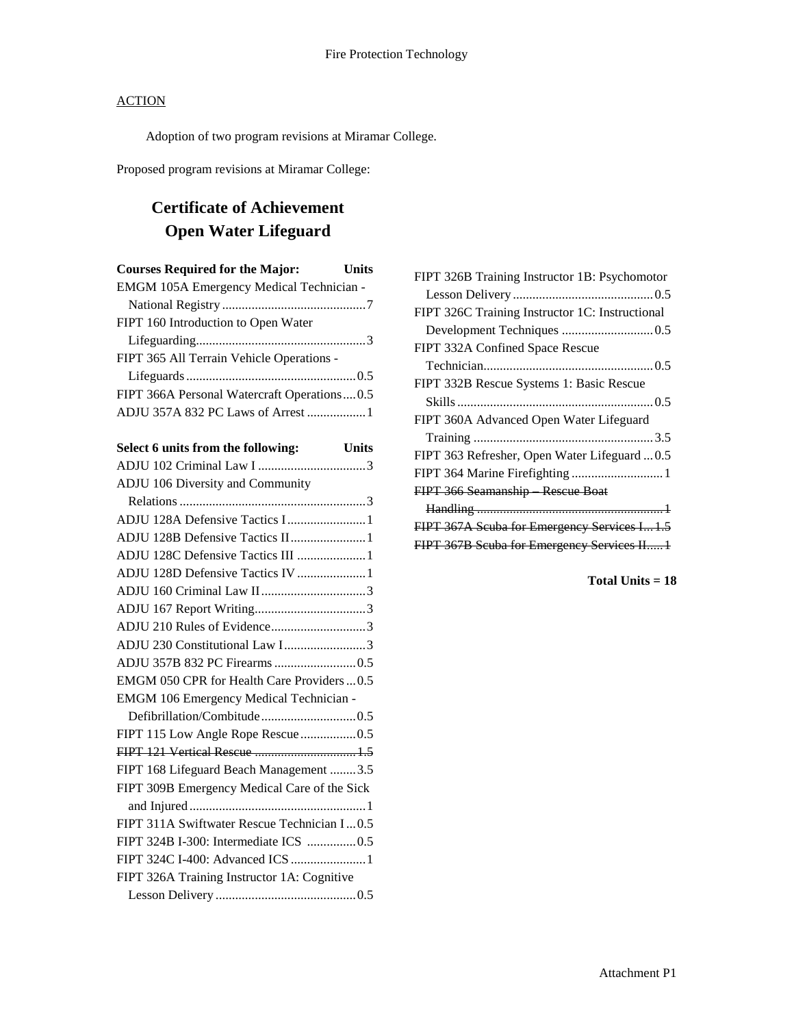ACTION

Adoption of two program revisions at Miramar College.

Proposed program revisions at Miramar College:

## Certificate of Achievement
## Open Water Lifeguard

| Courses Required for the Major: | Units |
|---|---|
| EMGM 105A Emergency Medical Technician - National Registry | 7 |
| FIPT 160 Introduction to Open Water Lifeguarding | 3 |
| FIPT 365 All Terrain Vehicle Operations - Lifeguards | 0.5 |
| FIPT 366A Personal Watercraft Operations | 0.5 |
| ADJU 357A 832 PC Laws of Arrest | 1 |

| Select 6 units from the following: | Units |
|---|---|
| ADJU 102 Criminal Law I | 3 |
| ADJU 106 Diversity and Community Relations | 3 |
| ADJU 128A Defensive Tactics I | 1 |
| ADJU 128B Defensive Tactics II | 1 |
| ADJU 128C Defensive Tactics III | 1 |
| ADJU 128D Defensive Tactics IV | 1 |
| ADJU 160 Criminal Law II | 3 |
| ADJU 167 Report Writing | 3 |
| ADJU 210 Rules of Evidence | 3 |
| ADJU 230 Constitutional Law I | 3 |
| ADJU 357B 832 PC Firearms | 0.5 |
| EMGM 050 CPR for Health Care Providers | 0.5 |
| EMGM 106 Emergency Medical Technician - Defibrillation/Combitude | 0.5 |
| FIPT 115 Low Angle Rope Rescue | 0.5 |
| ~~FIPT 121 Vertical Rescue~~ | ~~1.5~~ |
| FIPT 168 Lifeguard Beach Management | 3.5 |
| FIPT 309B Emergency Medical Care of the Sick and Injured | 1 |
| FIPT 311A Swiftwater Rescue Technician I | 0.5 |
| FIPT 324B I-300: Intermediate ICS | 0.5 |
| FIPT 324C I-400: Advanced ICS | 1 |
| FIPT 326A Training Instructor 1A: Cognitive Lesson Delivery | 0.5 |
| FIPT 326B Training Instructor 1B: Psychomotor Lesson Delivery | 0.5 |
| FIPT 326C Training Instructor 1C: Instructional Development Techniques | 0.5 |
| FIPT 332A Confined Space Rescue Technician | 0.5 |
| FIPT 332B Rescue Systems 1: Basic Rescue Skills | 0.5 |
| FIPT 360A Advanced Open Water Lifeguard Training | 3.5 |
| FIPT 363 Refresher, Open Water Lifeguard | 0.5 |
| FIPT 364 Marine Firefighting | 1 |
| ~~FIPT 366 Seamanship – Rescue Boat Handling~~ | ~~1~~ |
| ~~FIPT 367A Scuba for Emergency Services I~~ | ~~1.5~~ |
| ~~FIPT 367B Scuba for Emergency Services II~~ | ~~1~~ |

**Total Units = 18**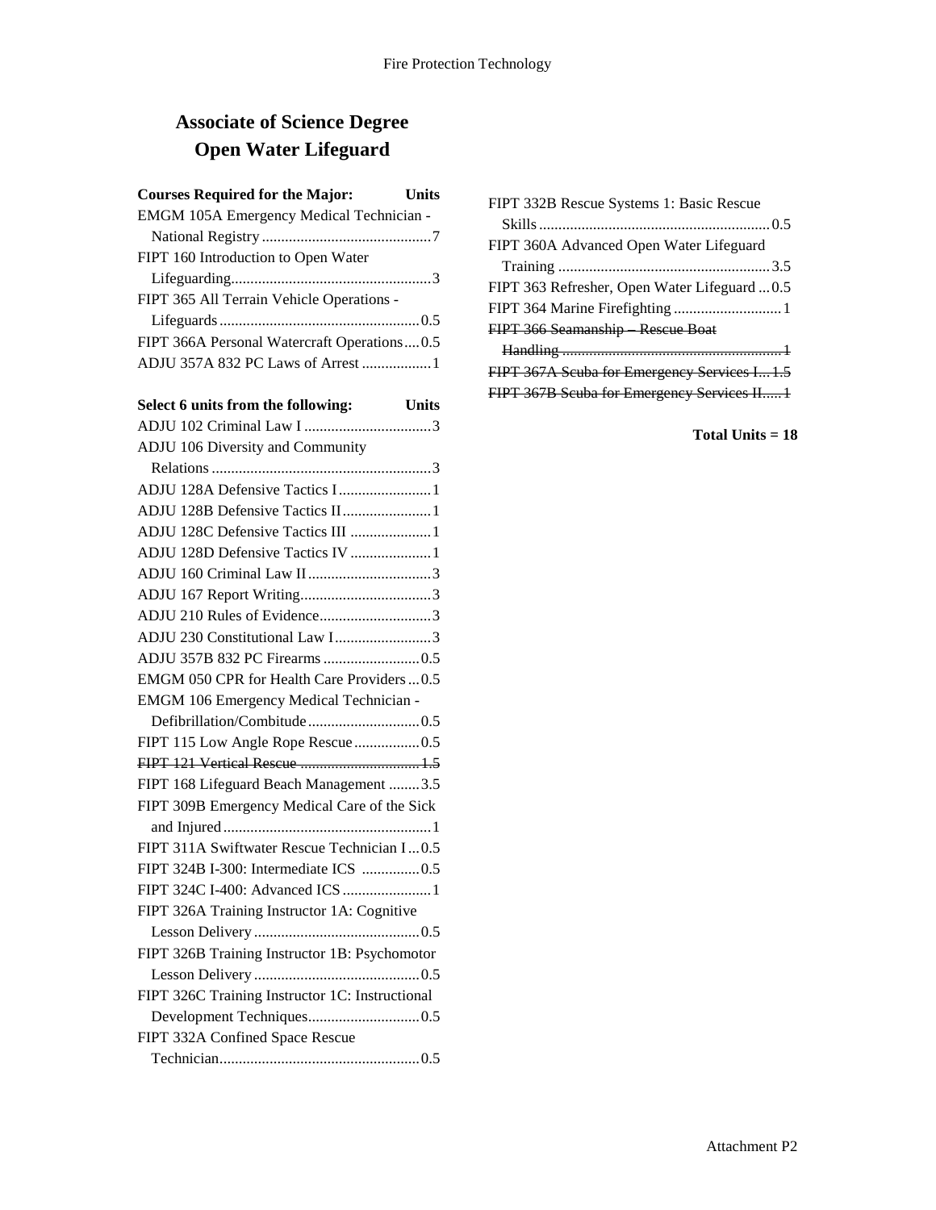# Associate of Science Degree
# Open Water Lifeguard

| Courses Required for the Major: | Units |
|---|---|
| EMGM 105A Emergency Medical Technician - National Registry | 7 |
| FIPT 160 Introduction to Open Water Lifeguarding | 3 |
| FIPT 365 All Terrain Vehicle Operations - Lifeguards | 0.5 |
| FIPT 366A Personal Watercraft Operations | 0.5 |
| ADJU 357A 832 PC Laws of Arrest | 1 |

| Select 6 units from the following: | Units |
|---|---|
| ADJU 102 Criminal Law I | 3 |
| ADJU 106 Diversity and Community Relations | 3 |
| ADJU 128A Defensive Tactics I | 1 |
| ADJU 128B Defensive Tactics II | 1 |
| ADJU 128C Defensive Tactics III | 1 |
| ADJU 128D Defensive Tactics IV | 1 |
| ADJU 160 Criminal Law II | 3 |
| ADJU 167 Report Writing | 3 |
| ADJU 210 Rules of Evidence | 3 |
| ADJU 230 Constitutional Law I | 3 |
| ADJU 357B 832 PC Firearms | 0.5 |
| EMGM 050 CPR for Health Care Providers | 0.5 |
| EMGM 106 Emergency Medical Technician - Defibrillation/Combitude | 0.5 |
| FIPT 115 Low Angle Rope Rescue | 0.5 |
| ~~FIPT 121 Vertical Rescue~~ | ~~1.5~~ |
| FIPT 168 Lifeguard Beach Management | 3.5 |
| FIPT 309B Emergency Medical Care of the Sick and Injured | 1 |
| FIPT 311A Swiftwater Rescue Technician I | 0.5 |
| FIPT 324B I-300: Intermediate ICS | 0.5 |
| FIPT 324C I-400: Advanced ICS | 1 |
| FIPT 326A Training Instructor 1A: Cognitive Lesson Delivery | 0.5 |
| FIPT 326B Training Instructor 1B: Psychomotor Lesson Delivery | 0.5 |
| FIPT 326C Training Instructor 1C: Instructional Development Techniques | 0.5 |
| FIPT 332A Confined Space Rescue Technician | 0.5 |
| FIPT 332B Rescue Systems 1: Basic Rescue Skills | 0.5 |
| FIPT 360A Advanced Open Water Lifeguard Training | 3.5 |
| FIPT 363 Refresher, Open Water Lifeguard | 0.5 |
| FIPT 364 Marine Firefighting | 1 |
| ~~FIPT 366 Seamanship – Rescue Boat Handling~~ | ~~1~~ |
| ~~FIPT 367A Scuba for Emergency Services I~~ | ~~1.5~~ |
| ~~FIPT 367B Scuba for Emergency Services II~~ | ~~1~~ |

**Total Units = 18**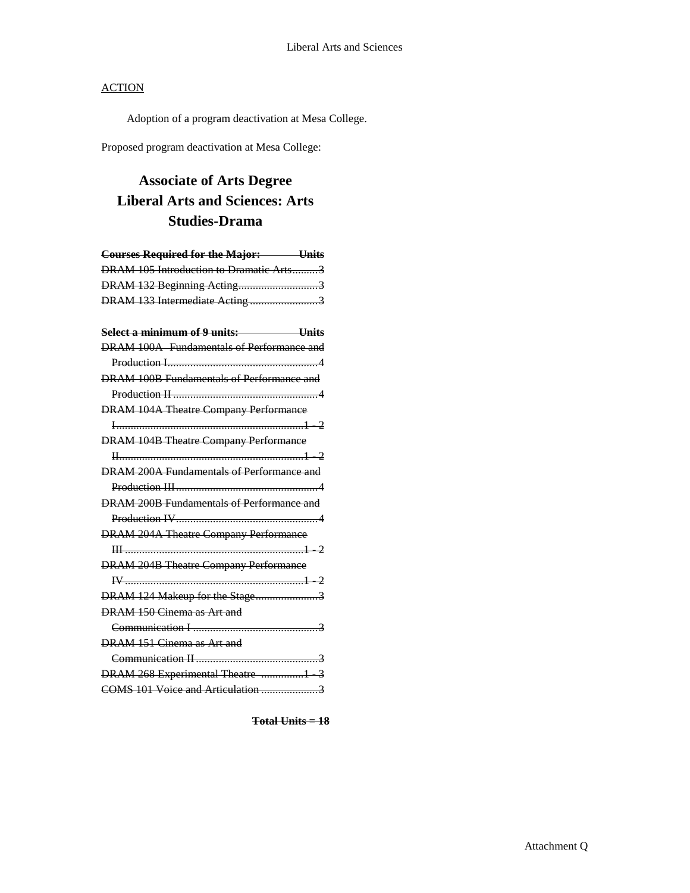ACTION

Adoption of a program deactivation at Mesa College.

Proposed program deactivation at Mesa College:

# Associate of Arts Degree
# Liberal Arts and Sciences: Arts Studies-Drama

| ~~Courses Required for the Major:~~ | ~~Units~~ |
|---|---|
| ~~DRAM 105 Introduction to Dramatic Arts~~ | ~~3~~ |
| ~~DRAM 132 Beginning Acting~~ | ~~3~~ |
| ~~DRAM 133 Intermediate Acting~~ | ~~3~~ |

| ~~Select a minimum of 9 units:~~ | ~~Units~~ |
|---|---|
| ~~DRAM 100A Fundamentals of Performance and Production I~~ | ~~4~~ |
| ~~DRAM 100B Fundamentals of Performance and Production II~~ | ~~4~~ |
| ~~DRAM 104A Theatre Company Performance I~~ | ~~1 - 2~~ |
| ~~DRAM 104B Theatre Company Performance II~~ | ~~1 - 2~~ |
| ~~DRAM 200A Fundamentals of Performance and Production III~~ | ~~4~~ |
| ~~DRAM 200B Fundamentals of Performance and Production IV~~ | ~~4~~ |
| ~~DRAM 204A Theatre Company Performance III~~ | ~~1 - 2~~ |
| ~~DRAM 204B Theatre Company Performance IV~~ | ~~1 - 2~~ |
| ~~DRAM 124 Makeup for the Stage~~ | ~~3~~ |
| ~~DRAM 150 Cinema as Art and Communication I~~ | ~~3~~ |
| ~~DRAM 151 Cinema as Art and Communication II~~ | ~~3~~ |
| ~~DRAM 268 Experimental Theatre~~ | ~~1 - 3~~ |
| ~~COMS 101 Voice and Articulation~~ | ~~3~~ |

~~**Total Units = 18**~~

Attachment Q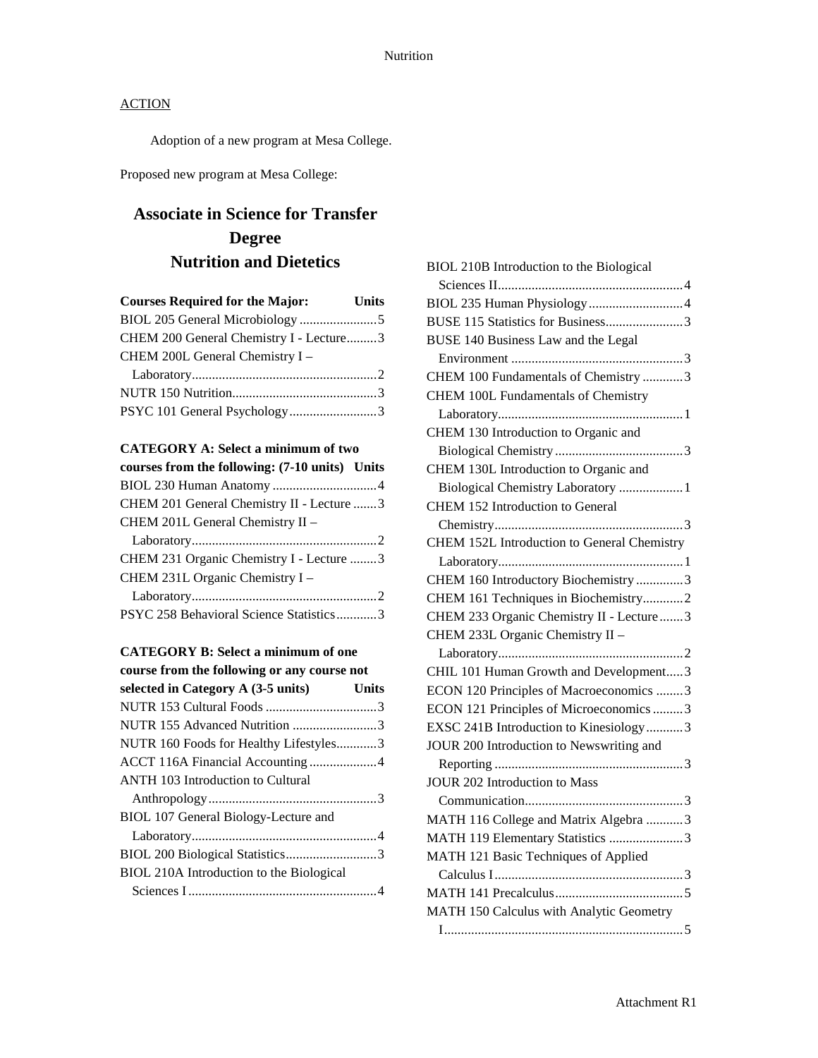ACTION

Adoption of a new program at Mesa College.

Proposed new program at Mesa College:

# Associate in Science for Transfer Degree Nutrition and Dietetics

| Courses Required for the Major: | Units |
|---|---|
| BIOL 205 General Microbiology | 5 |
| CHEM 200 General Chemistry I - Lecture | 3 |
| CHEM 200L General Chemistry I – Laboratory | 2 |
| NUTR 150 Nutrition | 3 |
| PSYC 101 General Psychology | 3 |

| CATEGORY A: Select a minimum of two courses from the following: (7-10 units) | Units |
|---|---|
| BIOL 230 Human Anatomy | 4 |
| CHEM 201 General Chemistry II - Lecture | 3 |
| CHEM 201L General Chemistry II – Laboratory | 2 |
| CHEM 231 Organic Chemistry I - Lecture | 3 |
| CHEM 231L Organic Chemistry I – Laboratory | 2 |
| PSYC 258 Behavioral Science Statistics | 3 |

| CATEGORY B: Select a minimum of one course from the following or any course not selected in Category A (3-5 units) | Units |
|---|---|
| NUTR 153 Cultural Foods | 3 |
| NUTR 155 Advanced Nutrition | 3 |
| NUTR 160 Foods for Healthy Lifestyles | 3 |
| ACCT 116A Financial Accounting | 4 |
| ANTH 103 Introduction to Cultural Anthropology | 3 |
| BIOL 107 General Biology-Lecture and Laboratory | 4 |
| BIOL 200 Biological Statistics | 3 |
| BIOL 210A Introduction to the Biological Sciences I | 4 |
| BIOL 210B Introduction to the Biological Sciences II | 4 |
| BIOL 235 Human Physiology | 4 |
| BUSE 115 Statistics for Business | 3 |
| BUSE 140 Business Law and the Legal Environment | 3 |
| CHEM 100 Fundamentals of Chemistry | 3 |
| CHEM 100L Fundamentals of Chemistry Laboratory | 1 |
| CHEM 130 Introduction to Organic and Biological Chemistry | 3 |
| CHEM 130L Introduction to Organic and Biological Chemistry Laboratory | 1 |
| CHEM 152 Introduction to General Chemistry | 3 |
| CHEM 152L Introduction to General Chemistry Laboratory | 1 |
| CHEM 160 Introductory Biochemistry | 3 |
| CHEM 161 Techniques in Biochemistry | 2 |
| CHEM 233 Organic Chemistry II - Lecture | 3 |
| CHEM 233L Organic Chemistry II – Laboratory | 2 |
| CHIL 101 Human Growth and Development | 3 |
| ECON 120 Principles of Macroeconomics | 3 |
| ECON 121 Principles of Microeconomics | 3 |
| EXSC 241B Introduction to Kinesiology | 3 |
| JOUR 200 Introduction to Newswriting and Reporting | 3 |
| JOUR 202 Introduction to Mass Communication | 3 |
| MATH 116 College and Matrix Algebra | 3 |
| MATH 119 Elementary Statistics | 3 |
| MATH 121 Basic Techniques of Applied Calculus I | 3 |
| MATH 141 Precalculus | 5 |
| MATH 150 Calculus with Analytic Geometry I | 5 |

Attachment R1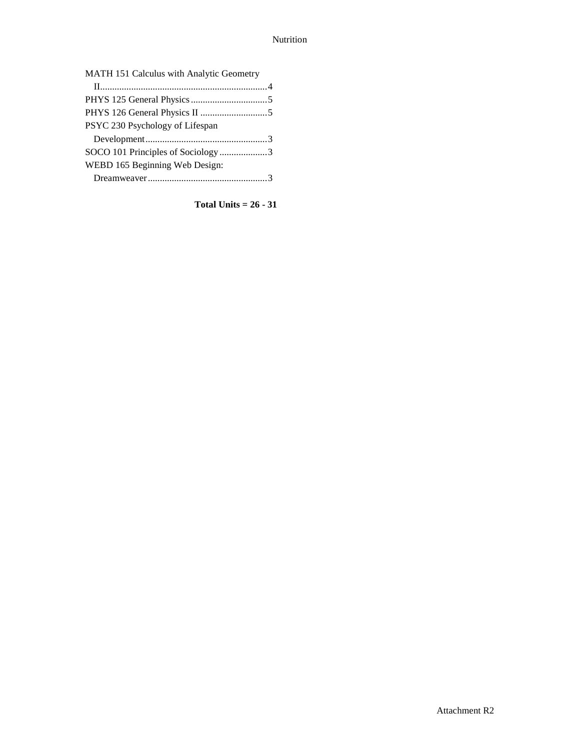MATH 151 Calculus with Analytic Geometry II......................................................................4
PHYS 125 General Physics ................................5
PHYS 126 General Physics II ............................5
PSYC 230 Psychology of Lifespan Development..................................................3
SOCO 101 Principles of Sociology ....................3
WEBD 165 Beginning Web Design: Dreamweaver ..................................................3

**Total Units = 26 - 31**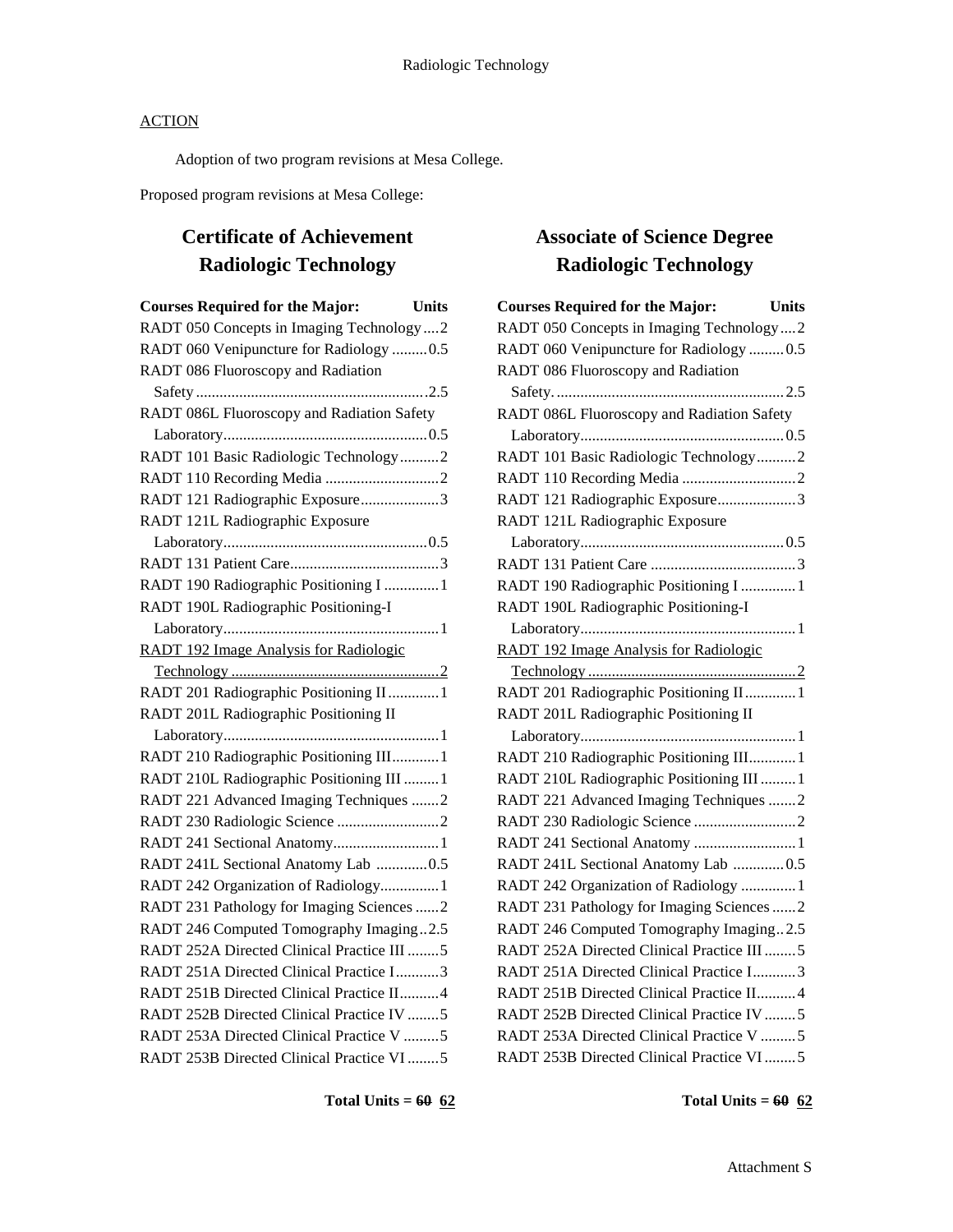ACTION

Adoption of two program revisions at Mesa College.

Proposed program revisions at Mesa College:

## Certificate of Achievement Radiologic Technology

| Courses Required for the Major: | Units |
|---|---|
| RADT 050 Concepts in Imaging Technology | 2 |
| RADT 060 Venipuncture for Radiology | 0.5 |
| RADT 086 Fluoroscopy and Radiation Safety | 2.5 |
| RADT 086L Fluoroscopy and Radiation Safety Laboratory | 0.5 |
| RADT 101 Basic Radiologic Technology | 2 |
| RADT 110 Recording Media | 2 |
| RADT 121 Radiographic Exposure | 3 |
| RADT 121L Radiographic Exposure Laboratory | 0.5 |
| RADT 131 Patient Care | 3 |
| RADT 190 Radiographic Positioning I | 1 |
| RADT 190L Radiographic Positioning-I Laboratory | 1 |
| RADT 192 Image Analysis for Radiologic Technology | 2 |
| RADT 201 Radiographic Positioning II | 1 |
| RADT 201L Radiographic Positioning II Laboratory | 1 |
| RADT 210 Radiographic Positioning III | 1 |
| RADT 210L Radiographic Positioning III | 1 |
| RADT 221 Advanced Imaging Techniques | 2 |
| RADT 230 Radiologic Science | 2 |
| RADT 241 Sectional Anatomy | 1 |
| RADT 241L Sectional Anatomy Lab | 0.5 |
| RADT 242 Organization of Radiology | 1 |
| RADT 231 Pathology for Imaging Sciences | 2 |
| RADT 246 Computed Tomography Imaging | 2.5 |
| RADT 252A Directed Clinical Practice III | 5 |
| RADT 251A Directed Clinical Practice I | 3 |
| RADT 251B Directed Clinical Practice II | 4 |
| RADT 252B Directed Clinical Practice IV | 5 |
| RADT 253A Directed Clinical Practice V | 5 |
| RADT 253B Directed Clinical Practice VI | 5 |

**Total Units = ~~60~~ 62**

## Associate of Science Degree Radiologic Technology

| Courses Required for the Major: | Units |
|---|---|
| RADT 050 Concepts in Imaging Technology | 2 |
| RADT 060 Venipuncture for Radiology | 0.5 |
| RADT 086 Fluoroscopy and Radiation Safety. | 2.5 |
| RADT 086L Fluoroscopy and Radiation Safety Laboratory | 0.5 |
| RADT 101 Basic Radiologic Technology | 2 |
| RADT 110 Recording Media | 2 |
| RADT 121 Radiographic Exposure | 3 |
| RADT 121L Radiographic Exposure Laboratory | 0.5 |
| RADT 131 Patient Care | 3 |
| RADT 190 Radiographic Positioning I | 1 |
| RADT 190L Radiographic Positioning-I Laboratory | 1 |
| RADT 192 Image Analysis for Radiologic Technology | 2 |
| RADT 201 Radiographic Positioning II | 1 |
| RADT 201L Radiographic Positioning II Laboratory | 1 |
| RADT 210 Radiographic Positioning III | 1 |
| RADT 210L Radiographic Positioning III | 1 |
| RADT 221 Advanced Imaging Techniques | 2 |
| RADT 230 Radiologic Science | 2 |
| RADT 241 Sectional Anatomy | 1 |
| RADT 241L Sectional Anatomy Lab | 0.5 |
| RADT 242 Organization of Radiology | 1 |
| RADT 231 Pathology for Imaging Sciences | 2 |
| RADT 246 Computed Tomography Imaging | 2.5 |
| RADT 252A Directed Clinical Practice III | 5 |
| RADT 251A Directed Clinical Practice I | 3 |
| RADT 251B Directed Clinical Practice II | 4 |
| RADT 252B Directed Clinical Practice IV | 5 |
| RADT 253A Directed Clinical Practice V | 5 |
| RADT 253B Directed Clinical Practice VI | 5 |

**Total Units = ~~60~~ 62**

Attachment S